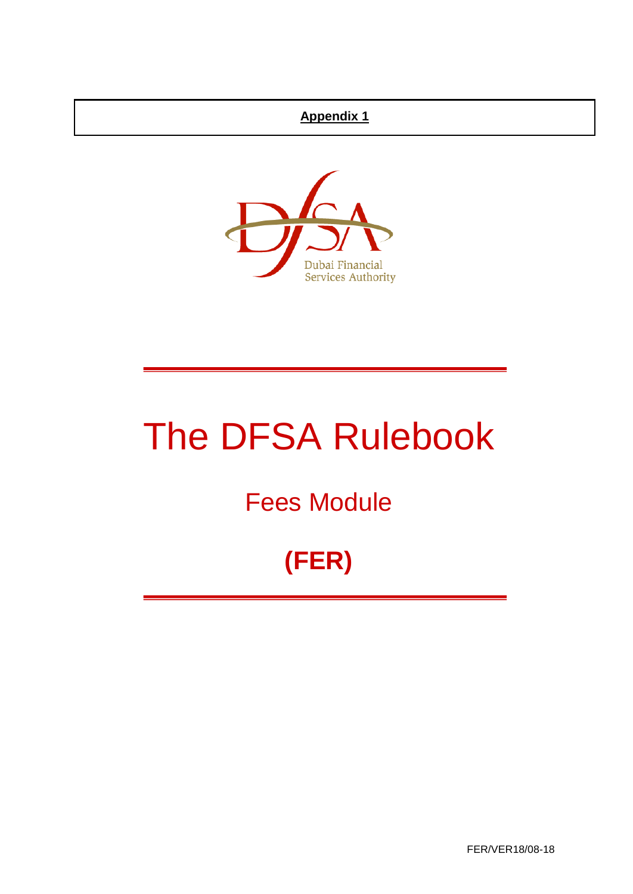**Appendix 1**

Dubai Financial Services Authority

# The DFSA Rulebook

## Fees Module

## (FER)

FER/VER18/08-18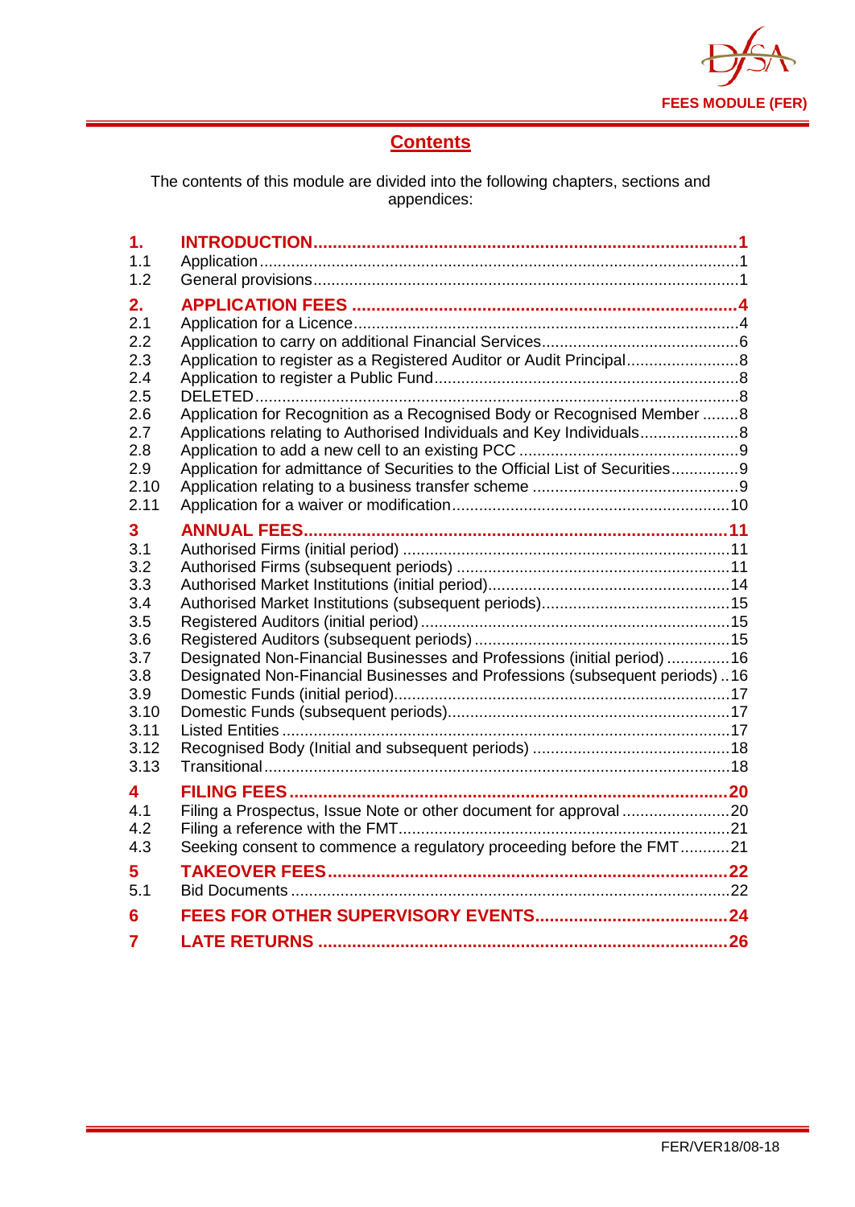# Contents

The contents of this module are divided into the following chapters, sections and appendices:

| | | |
|---|---|---|
| **1.** | **INTRODUCTION** | **1** |
| 1.1 | Application | 1 |
| 1.2 | General provisions | 1 |
| **2.** | **APPLICATION FEES** | **4** |
| 2.1 | Application for a Licence | 4 |
| 2.2 | Application to carry on additional Financial Services | 6 |
| 2.3 | Application to register as a Registered Auditor or Audit Principal | 8 |
| 2.4 | Application to register a Public Fund | 8 |
| 2.5 | DELETED | 8 |
| 2.6 | Application for Recognition as a Recognised Body or Recognised Member | 8 |
| 2.7 | Applications relating to Authorised Individuals and Key Individuals | 8 |
| 2.8 | Application to add a new cell to an existing PCC | 9 |
| 2.9 | Application for admittance of Securities to the Official List of Securities | 9 |
| 2.10 | Application relating to a business transfer scheme | 9 |
| 2.11 | Application for a waiver or modification | 10 |
| **3** | **ANNUAL FEES** | **11** |
| 3.1 | Authorised Firms (initial period) | 11 |
| 3.2 | Authorised Firms (subsequent periods) | 11 |
| 3.3 | Authorised Market Institutions (initial period) | 14 |
| 3.4 | Authorised Market Institutions (subsequent periods) | 15 |
| 3.5 | Registered Auditors (initial period) | 15 |
| 3.6 | Registered Auditors (subsequent periods) | 15 |
| 3.7 | Designated Non-Financial Businesses and Professions (initial period) | 16 |
| 3.8 | Designated Non-Financial Businesses and Professions (subsequent periods) | 16 |
| 3.9 | Domestic Funds (initial period) | 17 |
| 3.10 | Domestic Funds (subsequent periods) | 17 |
| 3.11 | Listed Entities | 17 |
| 3.12 | Recognised Body (Initial and subsequent periods) | 18 |
| 3.13 | Transitional | 18 |
| **4** | **FILING FEES** | **20** |
| 4.1 | Filing a Prospectus, Issue Note or other document for approval | 20 |
| 4.2 | Filing a reference with the FMT | 21 |
| 4.3 | Seeking consent to commence a regulatory proceeding before the FMT | 21 |
| **5** | **TAKEOVER FEES** | **22** |
| 5.1 | Bid Documents | 22 |
| **6** | **FEES FOR OTHER SUPERVISORY EVENTS** | **24** |
| **7** | **LATE RETURNS** | **26** |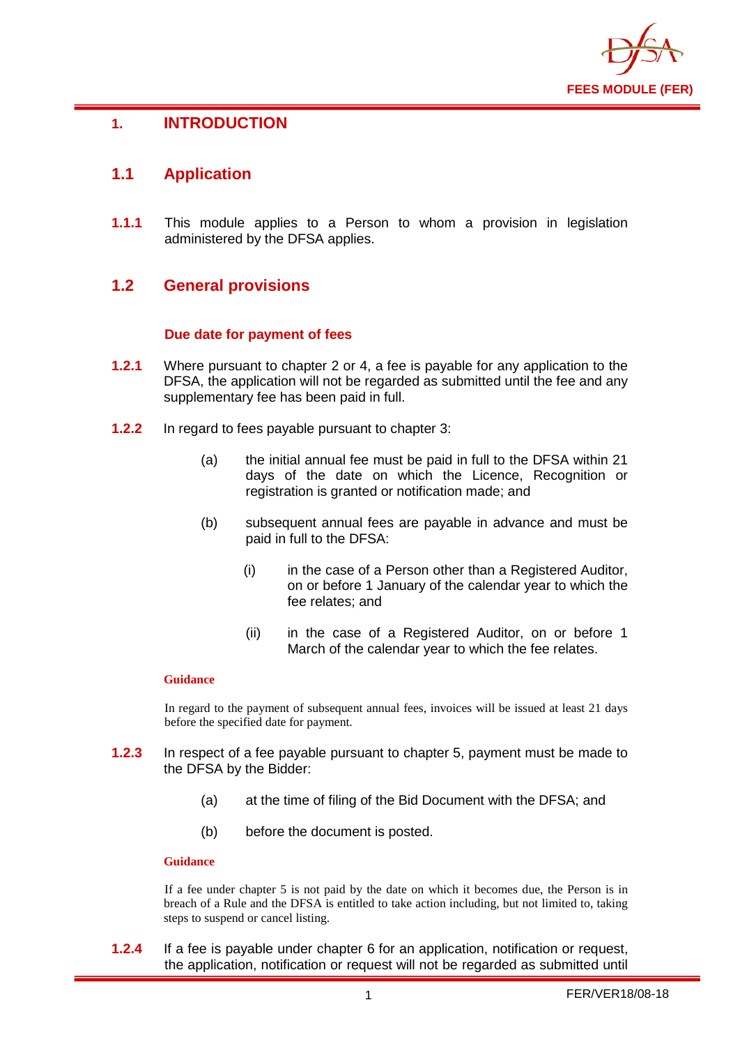# 1. INTRODUCTION

## 1.1 Application

**1.1.1** This module applies to a Person to whom a provision in legislation administered by the DFSA applies.

## 1.2 General provisions

### Due date for payment of fees

**1.2.1** Where pursuant to chapter 2 or 4, a fee is payable for any application to the DFSA, the application will not be regarded as submitted until the fee and any supplementary fee has been paid in full.

**1.2.2** In regard to fees payable pursuant to chapter 3:

(a) the initial annual fee must be paid in full to the DFSA within 21 days of the date on which the Licence, Recognition or registration is granted or notification made; and

(b) subsequent annual fees are payable in advance and must be paid in full to the DFSA:

(i) in the case of a Person other than a Registered Auditor, on or before 1 January of the calendar year to which the fee relates; and

(ii) in the case of a Registered Auditor, on or before 1 March of the calendar year to which the fee relates.

**Guidance**

In regard to the payment of subsequent annual fees, invoices will be issued at least 21 days before the specified date for payment.

**1.2.3** In respect of a fee payable pursuant to chapter 5, payment must be made to the DFSA by the Bidder:

(a) at the time of filing of the Bid Document with the DFSA; and

(b) before the document is posted.

**Guidance**

If a fee under chapter 5 is not paid by the date on which it becomes due, the Person is in breach of a Rule and the DFSA is entitled to take action including, but not limited to, taking steps to suspend or cancel listing.

**1.2.4** If a fee is payable under chapter 6 for an application, notification or request, the application, notification or request will not be regarded as submitted until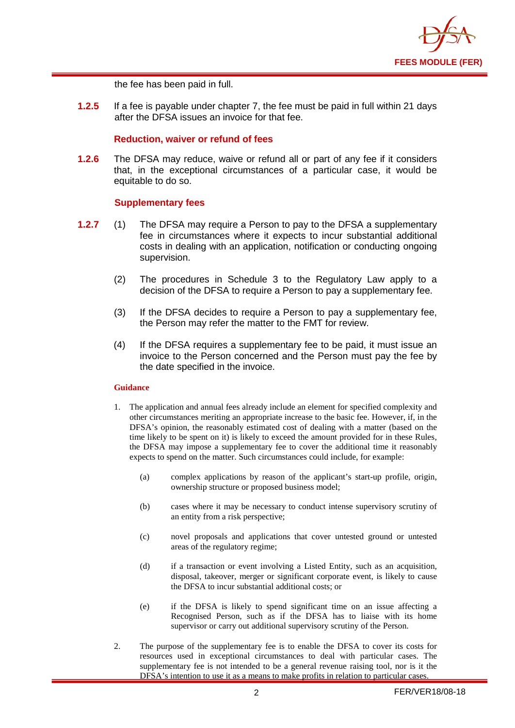the fee has been paid in full.

**1.2.5** If a fee is payable under chapter 7, the fee must be paid in full within 21 days after the DFSA issues an invoice for that fee.

### Reduction, waiver or refund of fees

**1.2.6** The DFSA may reduce, waive or refund all or part of any fee if it considers that, in the exceptional circumstances of a particular case, it would be equitable to do so.

### Supplementary fees

**1.2.7** (1) The DFSA may require a Person to pay to the DFSA a supplementary fee in circumstances where it expects to incur substantial additional costs in dealing with an application, notification or conducting ongoing supervision.

(2) The procedures in Schedule 3 to the Regulatory Law apply to a decision of the DFSA to require a Person to pay a supplementary fee.

(3) If the DFSA decides to require a Person to pay a supplementary fee, the Person may refer the matter to the FMT for review.

(4) If the DFSA requires a supplementary fee to be paid, it must issue an invoice to the Person concerned and the Person must pay the fee by the date specified in the invoice.

**Guidance**

1. The application and annual fees already include an element for specified complexity and other circumstances meriting an appropriate increase to the basic fee. However, if, in the DFSA's opinion, the reasonably estimated cost of dealing with a matter (based on the time likely to be spent on it) is likely to exceed the amount provided for in these Rules, the DFSA may impose a supplementary fee to cover the additional time it reasonably expects to spend on the matter. Such circumstances could include, for example:

   (a) complex applications by reason of the applicant's start-up profile, origin, ownership structure or proposed business model;

   (b) cases where it may be necessary to conduct intense supervisory scrutiny of an entity from a risk perspective;

   (c) novel proposals and applications that cover untested ground or untested areas of the regulatory regime;

   (d) if a transaction or event involving a Listed Entity, such as an acquisition, disposal, takeover, merger or significant corporate event, is likely to cause the DFSA to incur substantial additional costs; or

   (e) if the DFSA is likely to spend significant time on an issue affecting a Recognised Person, such as if the DFSA has to liaise with its home supervisor or carry out additional supervisory scrutiny of the Person.

2. The purpose of the supplementary fee is to enable the DFSA to cover its costs for resources used in exceptional circumstances to deal with particular cases. The supplementary fee is not intended to be a general revenue raising tool, nor is it the DFSA's intention to use it as a means to make profits in relation to particular cases.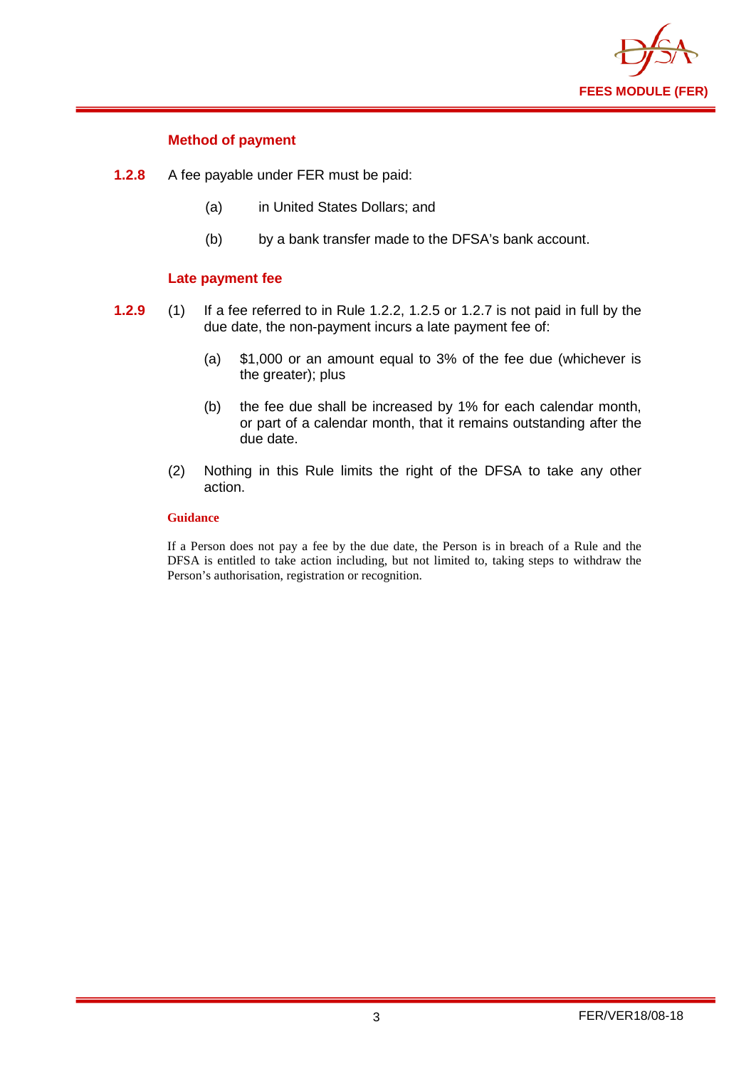### Method of payment

**1.2.8** A fee payable under FER must be paid:

(a) in United States Dollars; and

(b) by a bank transfer made to the DFSA's bank account.

### Late payment fee

**1.2.9** (1) If a fee referred to in Rule 1.2.2, 1.2.5 or 1.2.7 is not paid in full by the due date, the non-payment incurs a late payment fee of:

(a) $1,000 or an amount equal to 3% of the fee due (whichever is the greater); plus

(b) the fee due shall be increased by 1% for each calendar month, or part of a calendar month, that it remains outstanding after the due date.

(2) Nothing in this Rule limits the right of the DFSA to take any other action.

**Guidance**

If a Person does not pay a fee by the due date, the Person is in breach of a Rule and the DFSA is entitled to take action including, but not limited to, taking steps to withdraw the Person's authorisation, registration or recognition.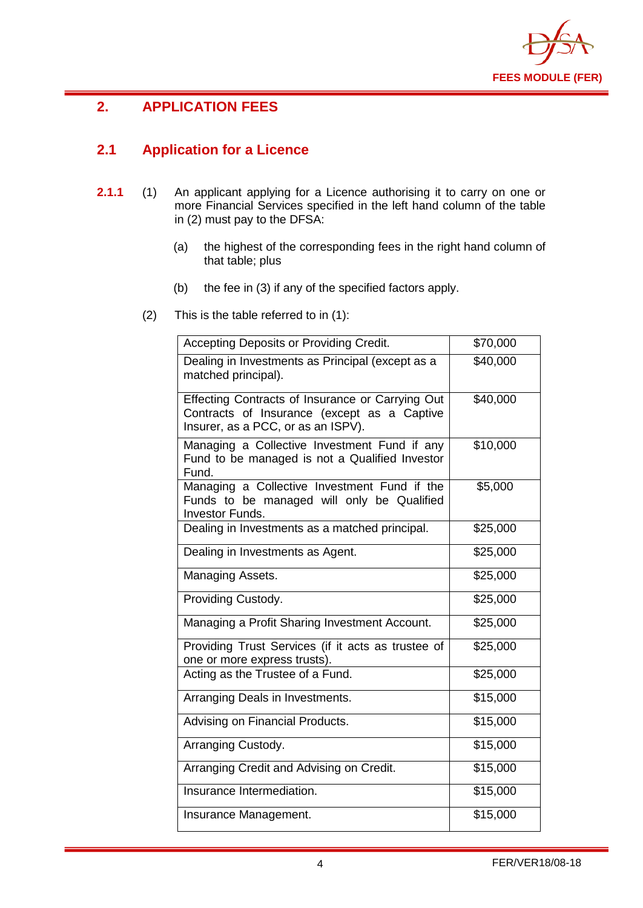## 2. APPLICATION FEES

### 2.1 Application for a Licence

**2.1.1** (1) An applicant applying for a Licence authorising it to carry on one or more Financial Services specified in the left hand column of the table in (2) must pay to the DFSA:

(a) the highest of the corresponding fees in the right hand column of that table; plus

(b) the fee in (3) if any of the specified factors apply.

(2) This is the table referred to in (1):

| | |
|---|---|
| Accepting Deposits or Providing Credit. | $70,000 |
| Dealing in Investments as Principal (except as a matched principal). | $40,000 |
| Effecting Contracts of Insurance or Carrying Out Contracts of Insurance (except as a Captive Insurer, as a PCC, or as an ISPV). | $40,000 |
| Managing a Collective Investment Fund if any Fund to be managed is not a Qualified Investor Fund. | $10,000 |
| Managing a Collective Investment Fund if the Funds to be managed will only be Qualified Investor Funds. | $5,000 |
| Dealing in Investments as a matched principal. | $25,000 |
| Dealing in Investments as Agent. | $25,000 |
| Managing Assets. | $25,000 |
| Providing Custody. | $25,000 |
| Managing a Profit Sharing Investment Account. | $25,000 |
| Providing Trust Services (if it acts as trustee of one or more express trusts). | $25,000 |
| Acting as the Trustee of a Fund. | $25,000 |
| Arranging Deals in Investments. | $15,000 |
| Advising on Financial Products. | $15,000 |
| Arranging Custody. | $15,000 |
| Arranging Credit and Advising on Credit. | $15,000 |
| Insurance Intermediation. | $15,000 |
| Insurance Management. | $15,000 |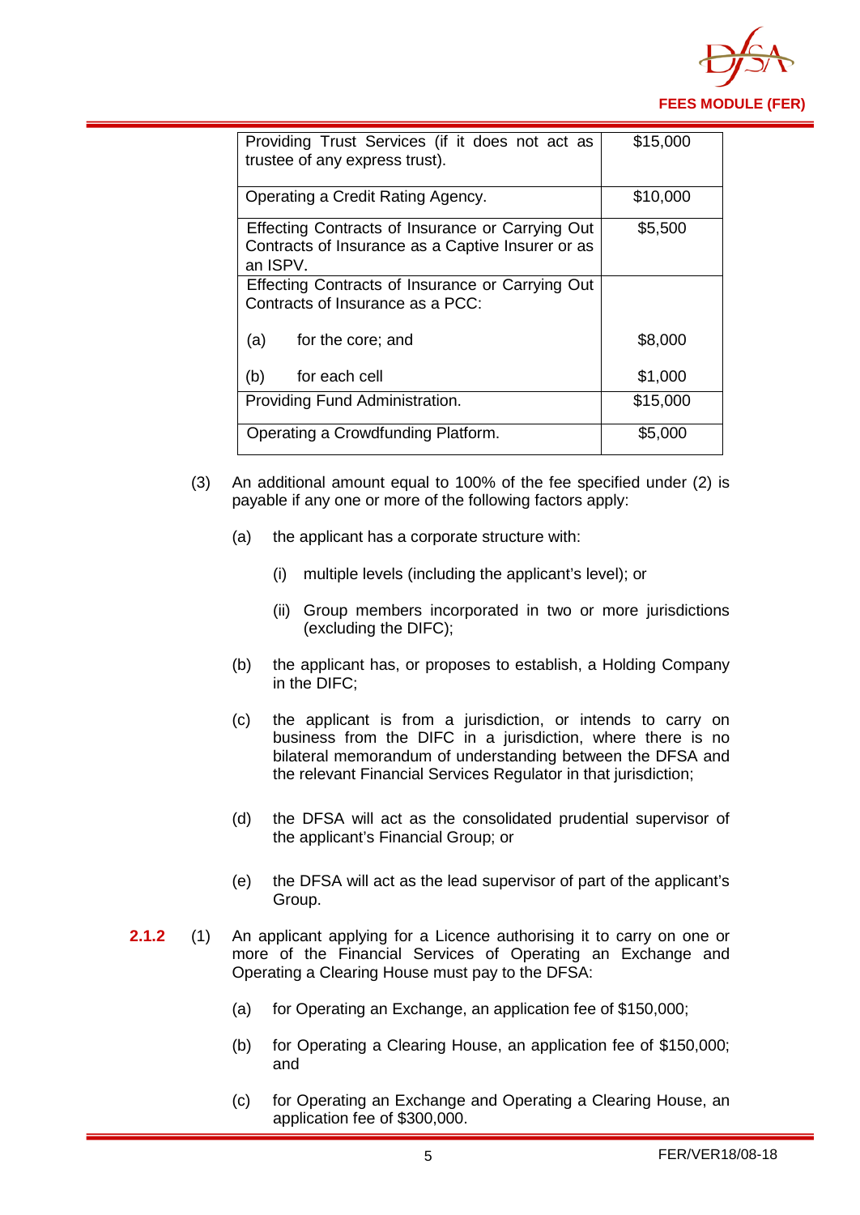| | |
|---|---|
| Providing Trust Services (if it does not act as trustee of any express trust). | $15,000 |
| Operating a Credit Rating Agency. | $10,000 |
| Effecting Contracts of Insurance or Carrying Out Contracts of Insurance as a Captive Insurer or as an ISPV. | $5,500 |
| Effecting Contracts of Insurance or Carrying Out Contracts of Insurance as a PCC: | |
| (a) for the core; and | $8,000 |
| (b) for each cell | $1,000 |
| Providing Fund Administration. | $15,000 |
| Operating a Crowdfunding Platform. | $5,000 |

(3) An additional amount equal to 100% of the fee specified under (2) is payable if any one or more of the following factors apply:

(a) the applicant has a corporate structure with:

(i) multiple levels (including the applicant's level); or

(ii) Group members incorporated in two or more jurisdictions (excluding the DIFC);

(b) the applicant has, or proposes to establish, a Holding Company in the DIFC;

(c) the applicant is from a jurisdiction, or intends to carry on business from the DIFC in a jurisdiction, where there is no bilateral memorandum of understanding between the DFSA and the relevant Financial Services Regulator in that jurisdiction;

(d) the DFSA will act as the consolidated prudential supervisor of the applicant's Financial Group; or

(e) the DFSA will act as the lead supervisor of part of the applicant's Group.

**2.1.2** (1) An applicant applying for a Licence authorising it to carry on one or more of the Financial Services of Operating an Exchange and Operating a Clearing House must pay to the DFSA:

(a) for Operating an Exchange, an application fee of $150,000;

(b) for Operating a Clearing House, an application fee of $150,000; and

(c) for Operating an Exchange and Operating a Clearing House, an application fee of $300,000.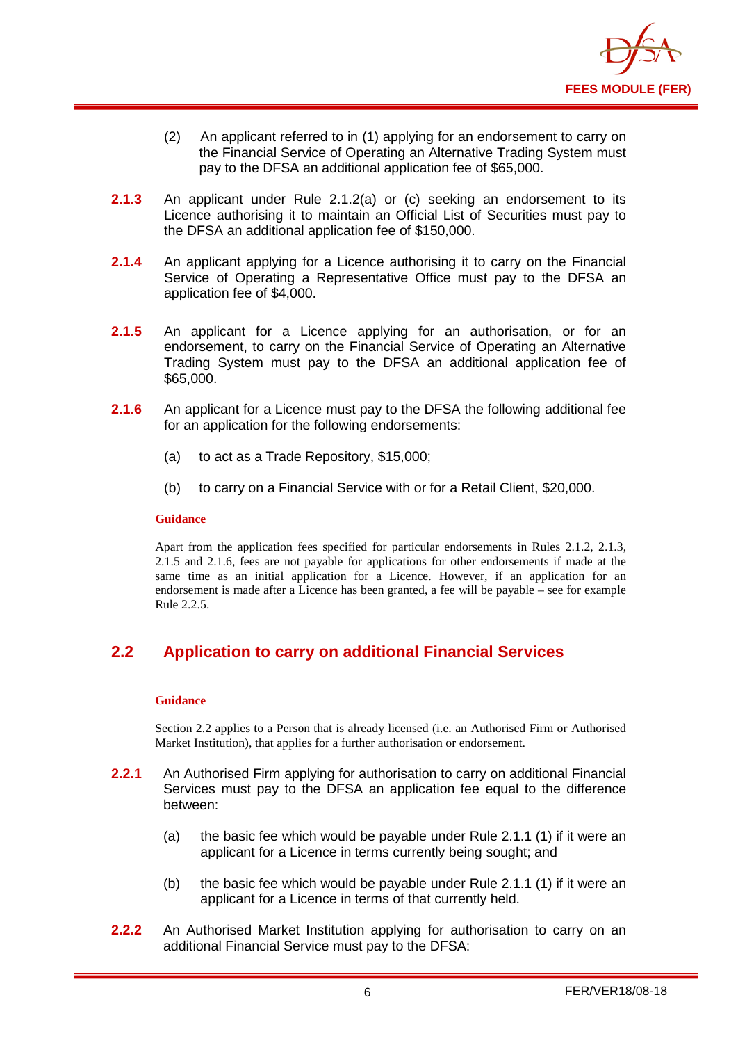(2) An applicant referred to in (1) applying for an endorsement to carry on the Financial Service of Operating an Alternative Trading System must pay to the DFSA an additional application fee of $65,000.

**2.1.3** An applicant under Rule 2.1.2(a) or (c) seeking an endorsement to its Licence authorising it to maintain an Official List of Securities must pay to the DFSA an additional application fee of $150,000.

**2.1.4** An applicant applying for a Licence authorising it to carry on the Financial Service of Operating a Representative Office must pay to the DFSA an application fee of $4,000.

**2.1.5** An applicant for a Licence applying for an authorisation, or for an endorsement, to carry on the Financial Service of Operating an Alternative Trading System must pay to the DFSA an additional application fee of $65,000.

**2.1.6** An applicant for a Licence must pay to the DFSA the following additional fee for an application for the following endorsements:

(a) to act as a Trade Repository, $15,000;

(b) to carry on a Financial Service with or for a Retail Client, $20,000.

**Guidance**

Apart from the application fees specified for particular endorsements in Rules 2.1.2, 2.1.3, 2.1.5 and 2.1.6, fees are not payable for applications for other endorsements if made at the same time as an initial application for a Licence. However, if an application for an endorsement is made after a Licence has been granted, a fee will be payable – see for example Rule 2.2.5.

## 2.2 Application to carry on additional Financial Services

**Guidance**

Section 2.2 applies to a Person that is already licensed (i.e. an Authorised Firm or Authorised Market Institution), that applies for a further authorisation or endorsement.

**2.2.1** An Authorised Firm applying for authorisation to carry on additional Financial Services must pay to the DFSA an application fee equal to the difference between:

(a) the basic fee which would be payable under Rule 2.1.1 (1) if it were an applicant for a Licence in terms currently being sought; and

(b) the basic fee which would be payable under Rule 2.1.1 (1) if it were an applicant for a Licence in terms of that currently held.

**2.2.2** An Authorised Market Institution applying for authorisation to carry on an additional Financial Service must pay to the DFSA: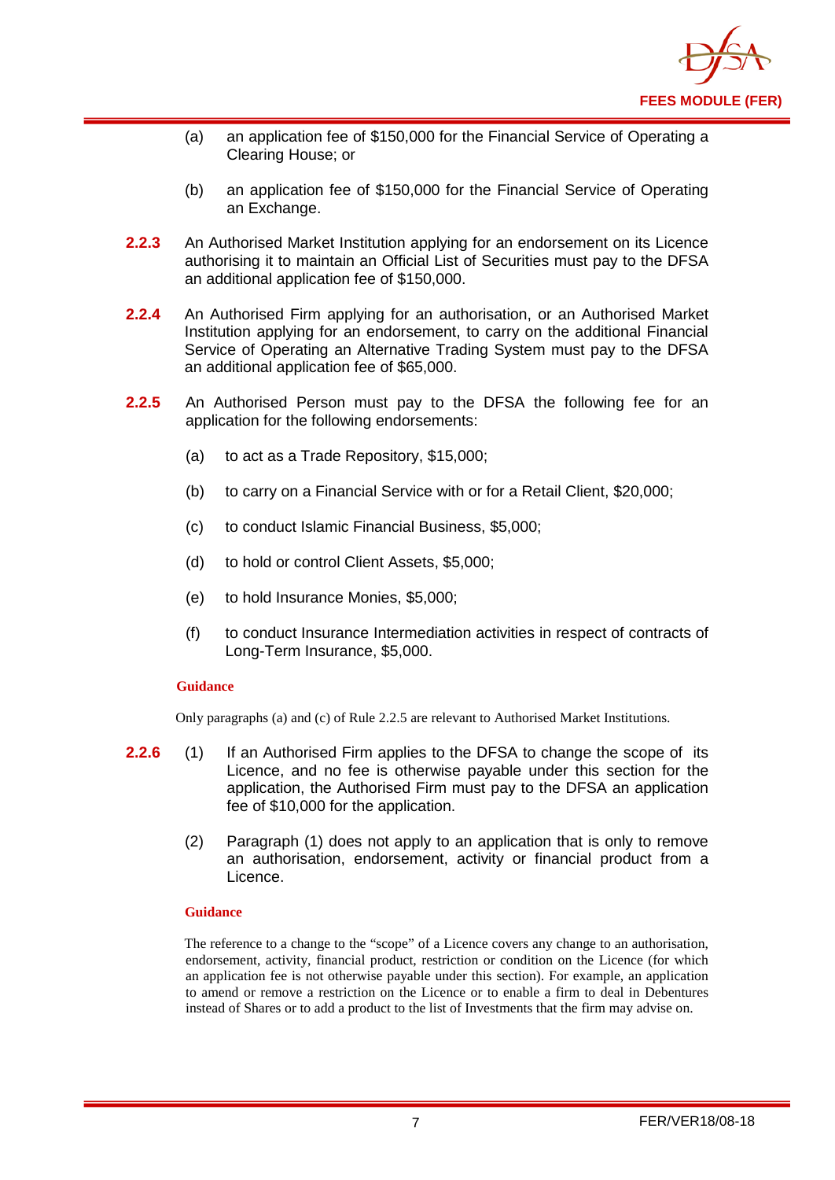(a) an application fee of $150,000 for the Financial Service of Operating a Clearing House; or

(b) an application fee of $150,000 for the Financial Service of Operating an Exchange.

**2.2.3** An Authorised Market Institution applying for an endorsement on its Licence authorising it to maintain an Official List of Securities must pay to the DFSA an additional application fee of $150,000.

**2.2.4** An Authorised Firm applying for an authorisation, or an Authorised Market Institution applying for an endorsement, to carry on the additional Financial Service of Operating an Alternative Trading System must pay to the DFSA an additional application fee of $65,000.

**2.2.5** An Authorised Person must pay to the DFSA the following fee for an application for the following endorsements:

(a) to act as a Trade Repository, $15,000;

(b) to carry on a Financial Service with or for a Retail Client, $20,000;

(c) to conduct Islamic Financial Business, $5,000;

(d) to hold or control Client Assets, $5,000;

(e) to hold Insurance Monies, $5,000;

(f) to conduct Insurance Intermediation activities in respect of contracts of Long-Term Insurance, $5,000.

**Guidance**

Only paragraphs (a) and (c) of Rule 2.2.5 are relevant to Authorised Market Institutions.

**2.2.6** (1) If an Authorised Firm applies to the DFSA to change the scope of its Licence, and no fee is otherwise payable under this section for the application, the Authorised Firm must pay to the DFSA an application fee of $10,000 for the application.

(2) Paragraph (1) does not apply to an application that is only to remove an authorisation, endorsement, activity or financial product from a Licence.

**Guidance**

The reference to a change to the "scope" of a Licence covers any change to an authorisation, endorsement, activity, financial product, restriction or condition on the Licence (for which an application fee is not otherwise payable under this section). For example, an application to amend or remove a restriction on the Licence or to enable a firm to deal in Debentures instead of Shares or to add a product to the list of Investments that the firm may advise on.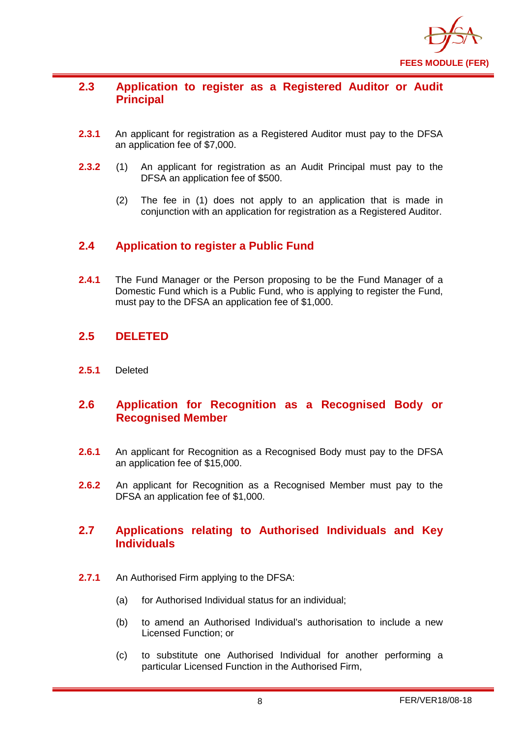## 2.3 Application to register as a Registered Auditor or Audit Principal

**2.3.1** An applicant for registration as a Registered Auditor must pay to the DFSA an application fee of $7,000.

**2.3.2** (1) An applicant for registration as an Audit Principal must pay to the DFSA an application fee of $500.

(2) The fee in (1) does not apply to an application that is made in conjunction with an application for registration as a Registered Auditor.

## 2.4 Application to register a Public Fund

**2.4.1** The Fund Manager or the Person proposing to be the Fund Manager of a Domestic Fund which is a Public Fund, who is applying to register the Fund, must pay to the DFSA an application fee of $1,000.

## 2.5 DELETED

**2.5.1** Deleted

## 2.6 Application for Recognition as a Recognised Body or Recognised Member

**2.6.1** An applicant for Recognition as a Recognised Body must pay to the DFSA an application fee of $15,000.

**2.6.2** An applicant for Recognition as a Recognised Member must pay to the DFSA an application fee of $1,000.

## 2.7 Applications relating to Authorised Individuals and Key Individuals

**2.7.1** An Authorised Firm applying to the DFSA:

(a) for Authorised Individual status for an individual;

(b) to amend an Authorised Individual's authorisation to include a new Licensed Function; or

(c) to substitute one Authorised Individual for another performing a particular Licensed Function in the Authorised Firm,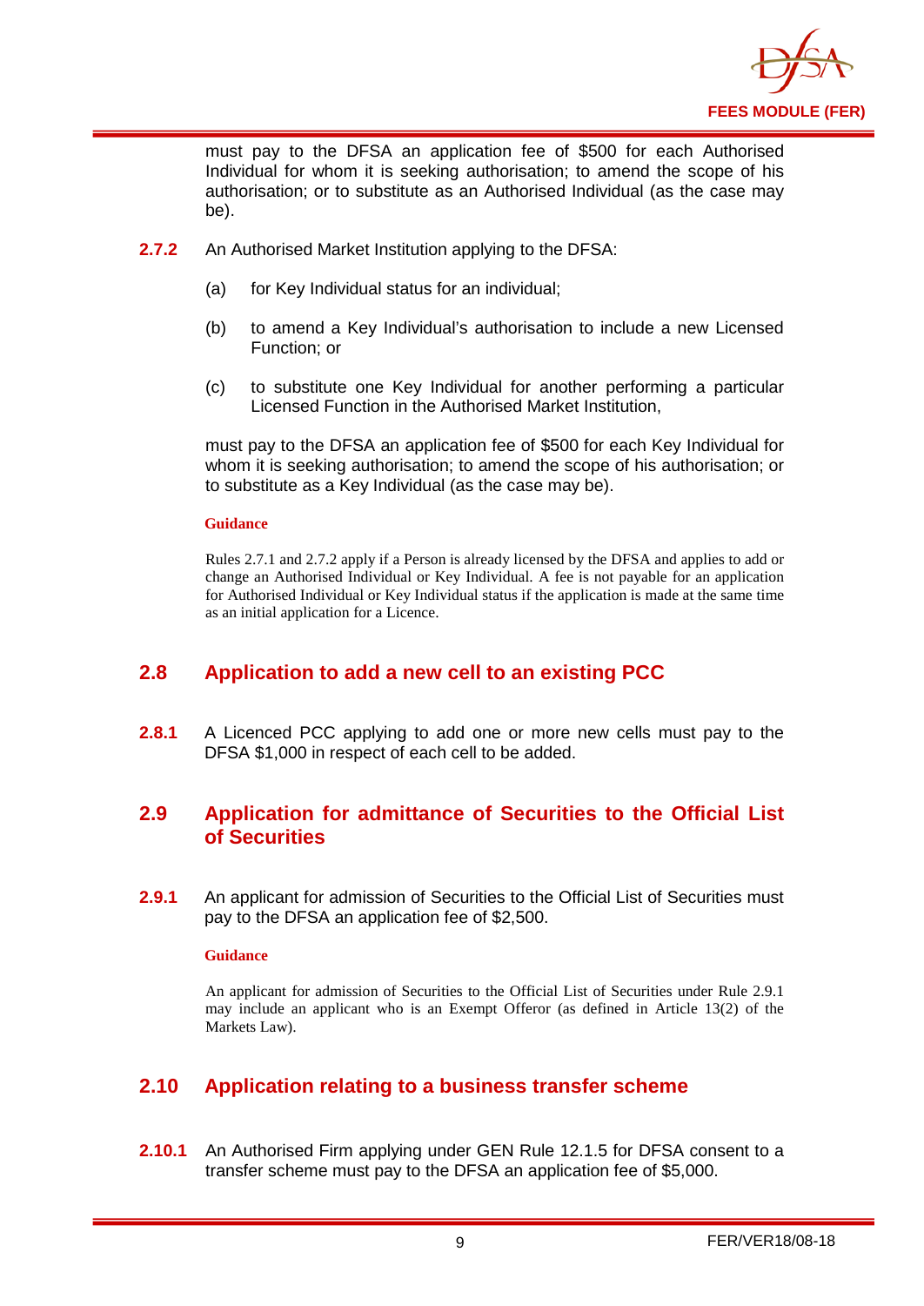must pay to the DFSA an application fee of $500 for each Authorised Individual for whom it is seeking authorisation; to amend the scope of his authorisation; or to substitute as an Authorised Individual (as the case may be).

**2.7.2** An Authorised Market Institution applying to the DFSA:

(a) for Key Individual status for an individual;

(b) to amend a Key Individual's authorisation to include a new Licensed Function; or

(c) to substitute one Key Individual for another performing a particular Licensed Function in the Authorised Market Institution,

must pay to the DFSA an application fee of $500 for each Key Individual for whom it is seeking authorisation; to amend the scope of his authorisation; or to substitute as a Key Individual (as the case may be).

**Guidance**

Rules 2.7.1 and 2.7.2 apply if a Person is already licensed by the DFSA and applies to add or change an Authorised Individual or Key Individual. A fee is not payable for an application for Authorised Individual or Key Individual status if the application is made at the same time as an initial application for a Licence.

## 2.8 Application to add a new cell to an existing PCC

**2.8.1** A Licenced PCC applying to add one or more new cells must pay to the DFSA $1,000 in respect of each cell to be added.

## 2.9 Application for admittance of Securities to the Official List of Securities

**2.9.1** An applicant for admission of Securities to the Official List of Securities must pay to the DFSA an application fee of $2,500.

**Guidance**

An applicant for admission of Securities to the Official List of Securities under Rule 2.9.1 may include an applicant who is an Exempt Offeror (as defined in Article 13(2) of the Markets Law).

## 2.10 Application relating to a business transfer scheme

**2.10.1** An Authorised Firm applying under GEN Rule 12.1.5 for DFSA consent to a transfer scheme must pay to the DFSA an application fee of $5,000.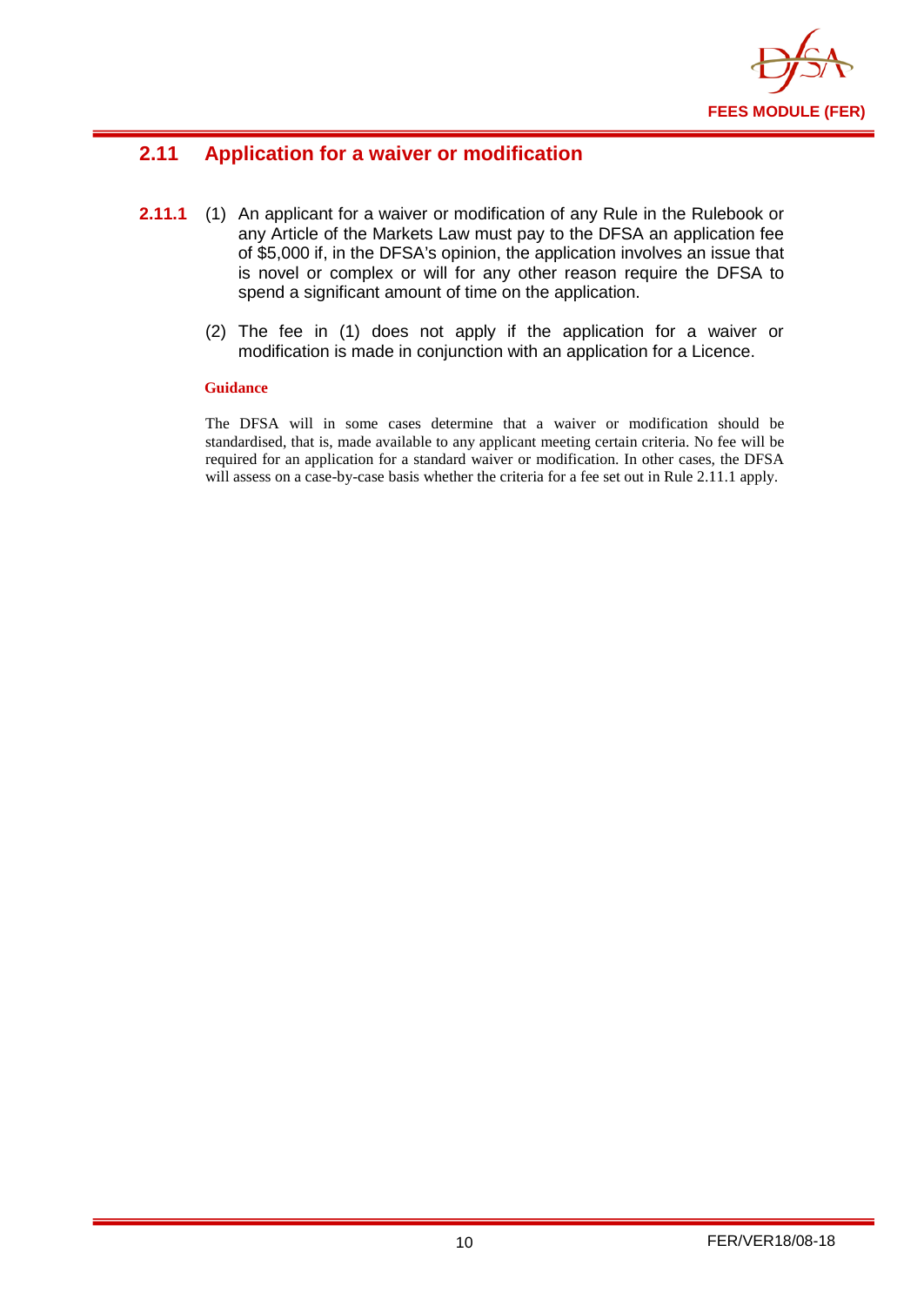## 2.11 Application for a waiver or modification

**2.11.1** (1) An applicant for a waiver or modification of any Rule in the Rulebook or any Article of the Markets Law must pay to the DFSA an application fee of $5,000 if, in the DFSA's opinion, the application involves an issue that is novel or complex or will for any other reason require the DFSA to spend a significant amount of time on the application.

(2) The fee in (1) does not apply if the application for a waiver or modification is made in conjunction with an application for a Licence.

**Guidance**

The DFSA will in some cases determine that a waiver or modification should be standardised, that is, made available to any applicant meeting certain criteria. No fee will be required for an application for a standard waiver or modification. In other cases, the DFSA will assess on a case-by-case basis whether the criteria for a fee set out in Rule 2.11.1 apply.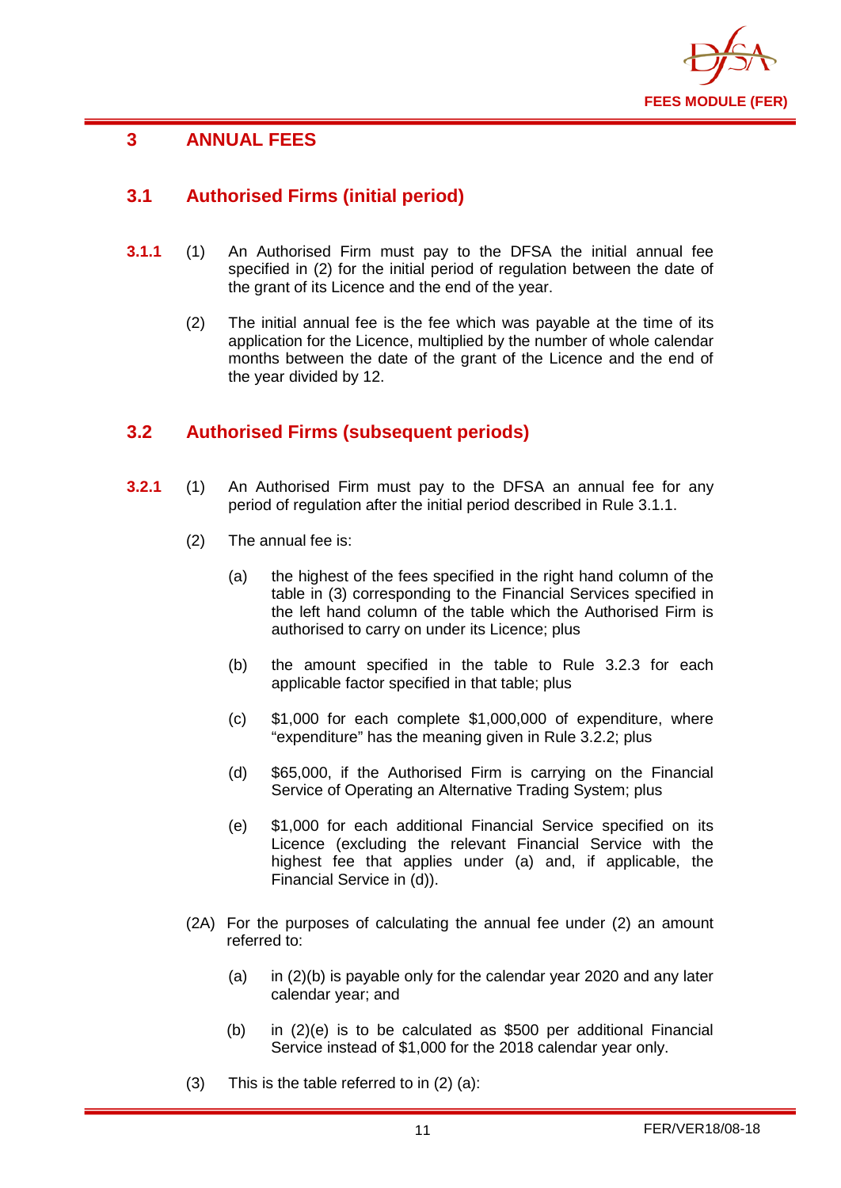# 3 ANNUAL FEES

## 3.1 Authorised Firms (initial period)

**3.1.1** (1) An Authorised Firm must pay to the DFSA the initial annual fee specified in (2) for the initial period of regulation between the date of the grant of its Licence and the end of the year.

(2) The initial annual fee is the fee which was payable at the time of its application for the Licence, multiplied by the number of whole calendar months between the date of the grant of the Licence and the end of the year divided by 12.

## 3.2 Authorised Firms (subsequent periods)

**3.2.1** (1) An Authorised Firm must pay to the DFSA an annual fee for any period of regulation after the initial period described in Rule 3.1.1.

(2) The annual fee is:

(a) the highest of the fees specified in the right hand column of the table in (3) corresponding to the Financial Services specified in the left hand column of the table which the Authorised Firm is authorised to carry on under its Licence; plus

(b) the amount specified in the table to Rule 3.2.3 for each applicable factor specified in that table; plus

(c) $1,000 for each complete $1,000,000 of expenditure, where "expenditure" has the meaning given in Rule 3.2.2; plus

(d) $65,000, if the Authorised Firm is carrying on the Financial Service of Operating an Alternative Trading System; plus

(e) $1,000 for each additional Financial Service specified on its Licence (excluding the relevant Financial Service with the highest fee that applies under (a) and, if applicable, the Financial Service in (d)).

(2A) For the purposes of calculating the annual fee under (2) an amount referred to:

(a) in (2)(b) is payable only for the calendar year 2020 and any later calendar year; and

(b) in (2)(e) is to be calculated as $500 per additional Financial Service instead of $1,000 for the 2018 calendar year only.

(3) This is the table referred to in (2) (a):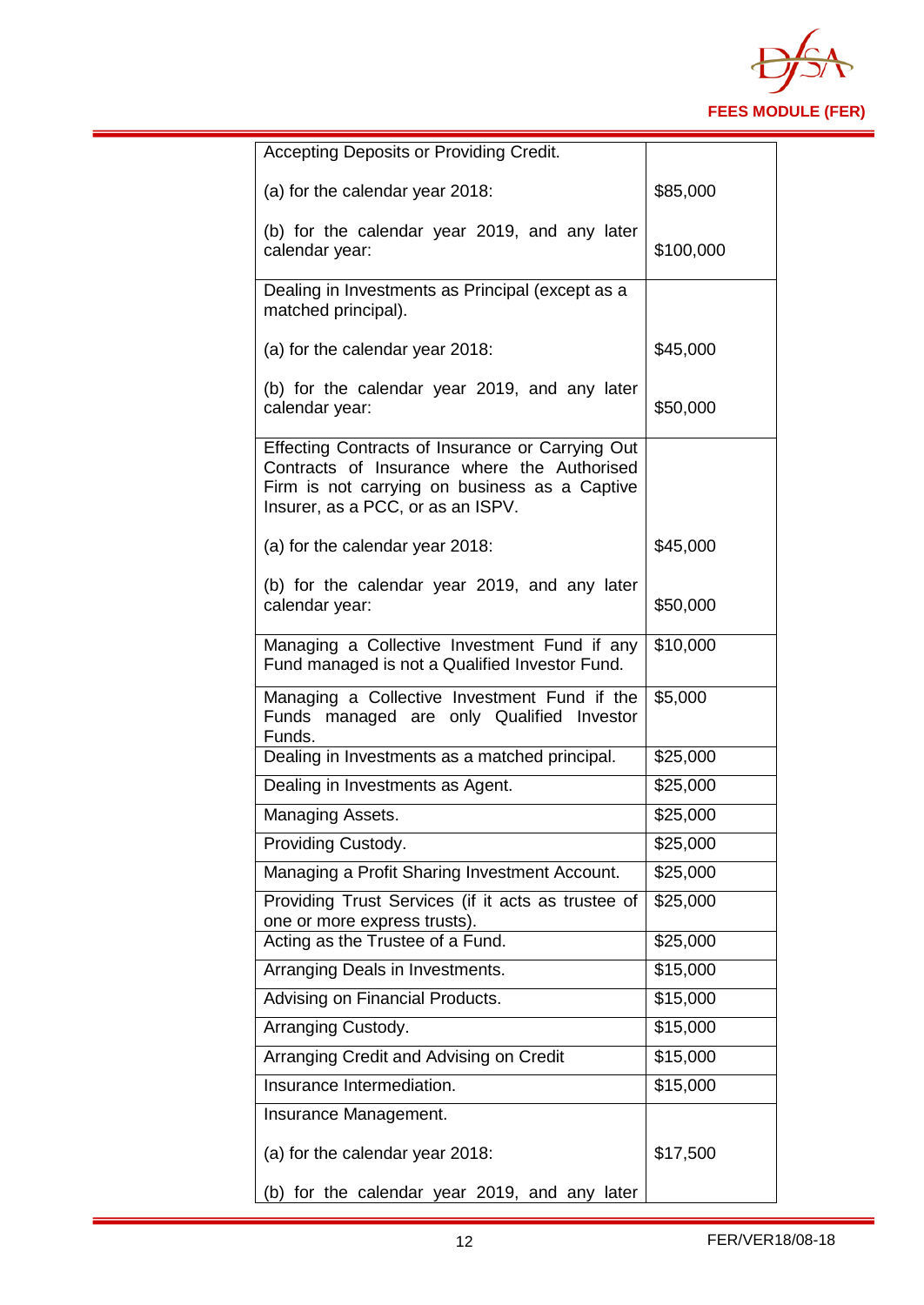| | |
|---|---|
| Accepting Deposits or Providing Credit.<br><br>(a) for the calendar year 2018:<br><br>(b) for the calendar year 2019, and any later calendar year: | <br><br>$85,000<br><br>$100,000 |
| Dealing in Investments as Principal (except as a matched principal).<br><br>(a) for the calendar year 2018:<br><br>(b) for the calendar year 2019, and any later calendar year: | <br><br>$45,000<br><br>$50,000 |
| Effecting Contracts of Insurance or Carrying Out Contracts of Insurance where the Authorised Firm is not carrying on business as a Captive Insurer, as a PCC, or as an ISPV.<br><br>(a) for the calendar year 2018:<br><br>(b) for the calendar year 2019, and any later calendar year: | <br><br>$45,000<br><br>$50,000 |
| Managing a Collective Investment Fund if any Fund managed is not a Qualified Investor Fund. | $10,000 |
| Managing a Collective Investment Fund if the Funds managed are only Qualified Investor Funds. | $5,000 |
| Dealing in Investments as a matched principal. | $25,000 |
| Dealing in Investments as Agent. | $25,000 |
| Managing Assets. | $25,000 |
| Providing Custody. | $25,000 |
| Managing a Profit Sharing Investment Account. | $25,000 |
| Providing Trust Services (if it acts as trustee of one or more express trusts). | $25,000 |
| Acting as the Trustee of a Fund. | $25,000 |
| Arranging Deals in Investments. | $15,000 |
| Advising on Financial Products. | $15,000 |
| Arranging Custody. | $15,000 |
| Arranging Credit and Advising on Credit | $15,000 |
| Insurance Intermediation. | $15,000 |
| Insurance Management.<br><br>(a) for the calendar year 2018:<br><br>(b) for the calendar year 2019, and any later | <br><br>$17,500 |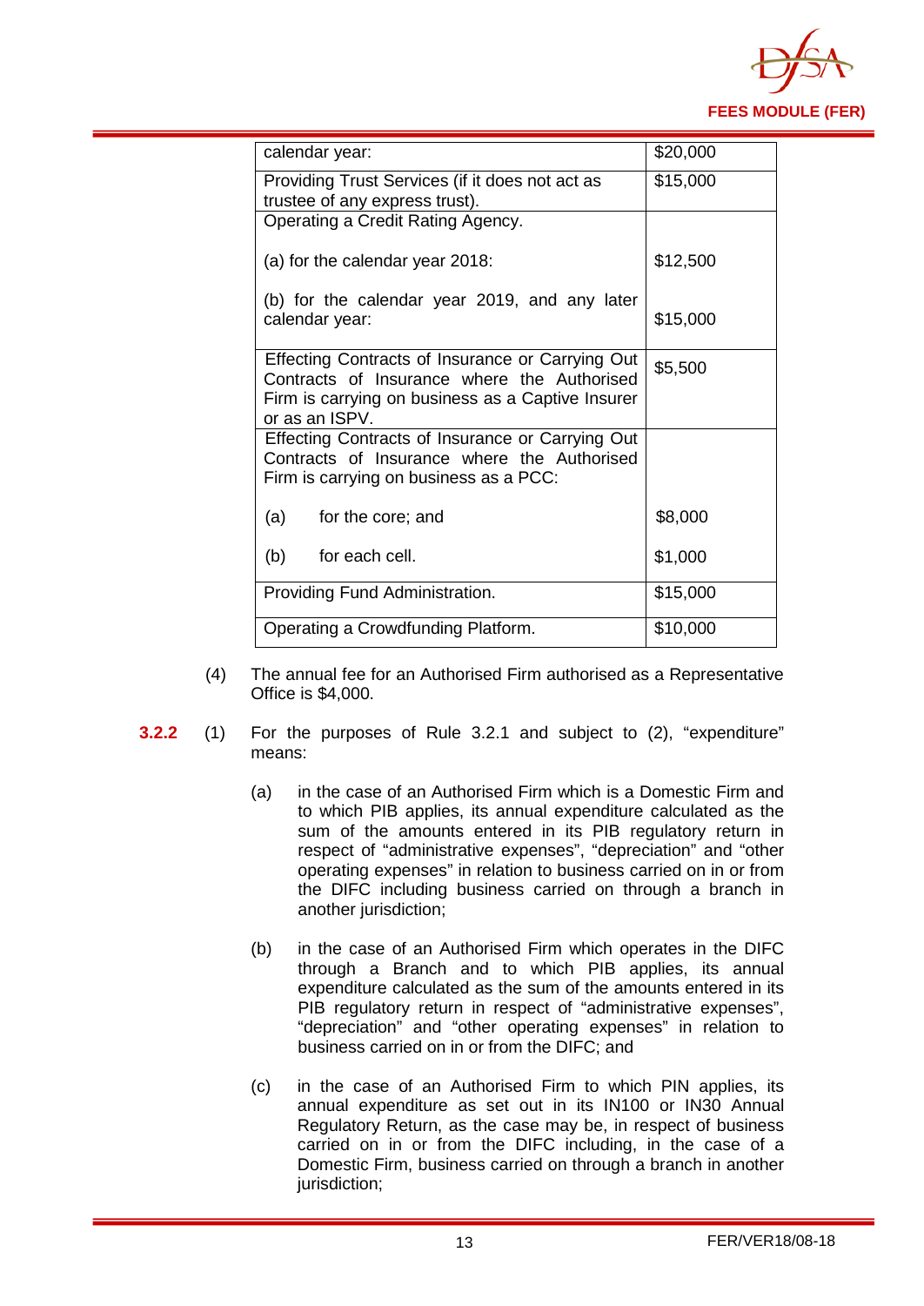| | |
|---|---|
| calendar year: | $20,000 |
| Providing Trust Services (if it does not act as trustee of any express trust). | $15,000 |
| Operating a Credit Rating Agency.<br><br>(a) for the calendar year 2018:<br><br>(b) for the calendar year 2019, and any later calendar year: | <br><br>$12,500<br><br>$15,000 |
| Effecting Contracts of Insurance or Carrying Out Contracts of Insurance where the Authorised Firm is carrying on business as a Captive Insurer or as an ISPV. | $5,500 |
| Effecting Contracts of Insurance or Carrying Out Contracts of Insurance where the Authorised Firm is carrying on business as a PCC:<br><br>(a) for the core; and<br><br>(b) for each cell. | <br><br>$8,000<br><br>$1,000 |
| Providing Fund Administration. | $15,000 |
| Operating a Crowdfunding Platform. | $10,000 |

(4) The annual fee for an Authorised Firm authorised as a Representative Office is $4,000.

**3.2.2** (1) For the purposes of Rule 3.2.1 and subject to (2), "expenditure" means:

(a) in the case of an Authorised Firm which is a Domestic Firm and to which PIB applies, its annual expenditure calculated as the sum of the amounts entered in its PIB regulatory return in respect of "administrative expenses", "depreciation" and "other operating expenses" in relation to business carried on in or from the DIFC including business carried on through a branch in another jurisdiction;

(b) in the case of an Authorised Firm which operates in the DIFC through a Branch and to which PIB applies, its annual expenditure calculated as the sum of the amounts entered in its PIB regulatory return in respect of "administrative expenses", "depreciation" and "other operating expenses" in relation to business carried on in or from the DIFC; and

(c) in the case of an Authorised Firm to which PIN applies, its annual expenditure as set out in its IN100 or IN30 Annual Regulatory Return, as the case may be, in respect of business carried on in or from the DIFC including, in the case of a Domestic Firm, business carried on through a branch in another jurisdiction;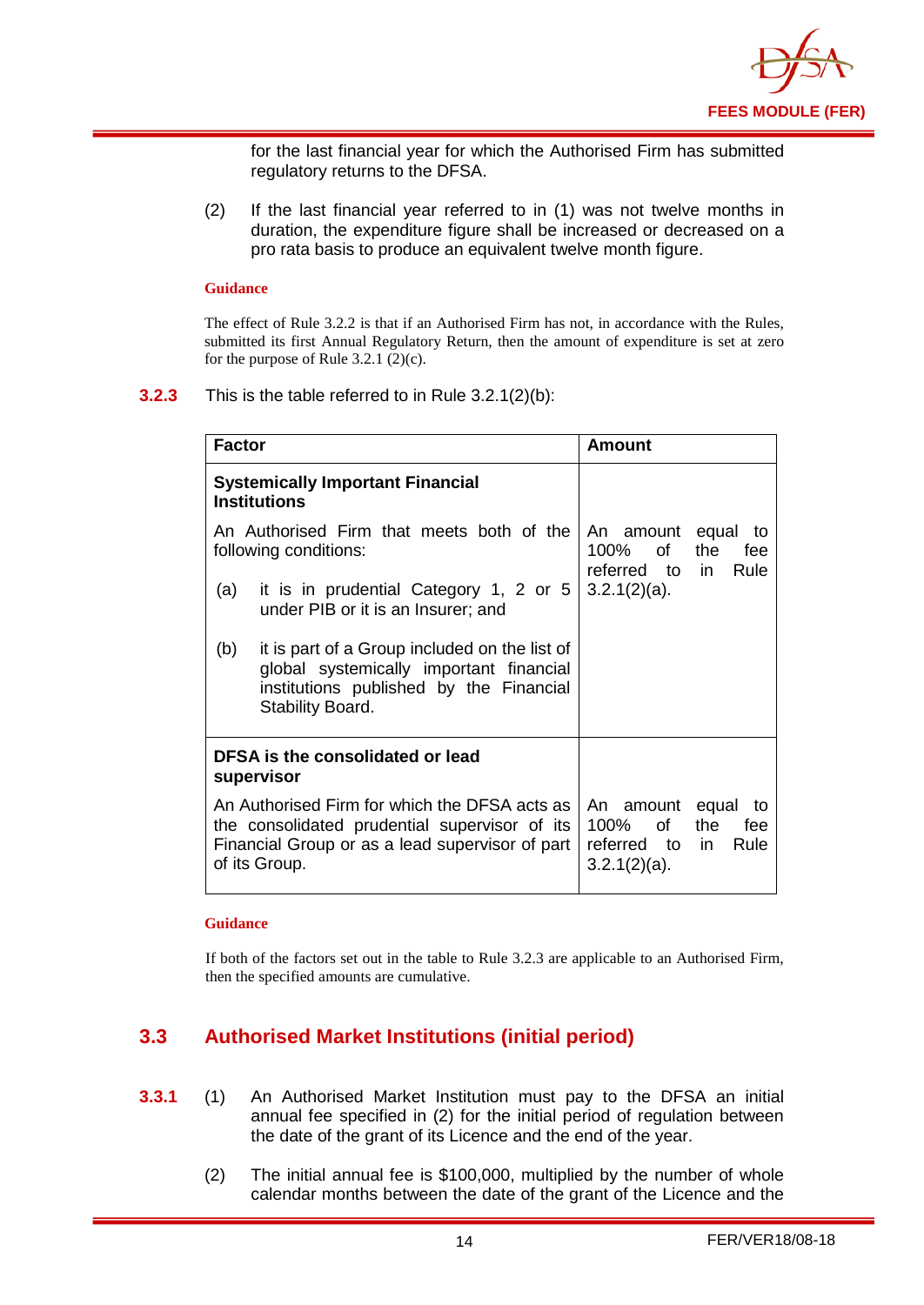for the last financial year for which the Authorised Firm has submitted regulatory returns to the DFSA.

(2) If the last financial year referred to in (1) was not twelve months in duration, the expenditure figure shall be increased or decreased on a pro rata basis to produce an equivalent twelve month figure.

**Guidance**

The effect of Rule 3.2.2 is that if an Authorised Firm has not, in accordance with the Rules, submitted its first Annual Regulatory Return, then the amount of expenditure is set at zero for the purpose of Rule 3.2.1 (2)(c).

**3.2.3** This is the table referred to in Rule 3.2.1(2)(b):

| Factor | Amount |
|---|---|
| **Systemically Important Financial Institutions**<br><br>An Authorised Firm that meets both of the following conditions:<br><br>(a) it is in prudential Category 1, 2 or 5 under PIB or it is an Insurer; and<br><br>(b) it is part of a Group included on the list of global systemically important financial institutions published by the Financial Stability Board. | An amount equal to 100% of the fee referred to in Rule 3.2.1(2)(a). |
| **DFSA is the consolidated or lead supervisor**<br><br>An Authorised Firm for which the DFSA acts as the consolidated prudential supervisor of its Financial Group or as a lead supervisor of part of its Group. | An amount equal to 100% of the fee referred to in Rule 3.2.1(2)(a). |

**Guidance**

If both of the factors set out in the table to Rule 3.2.3 are applicable to an Authorised Firm, then the specified amounts are cumulative.

## 3.3 Authorised Market Institutions (initial period)

**3.3.1** (1) An Authorised Market Institution must pay to the DFSA an initial annual fee specified in (2) for the initial period of regulation between the date of the grant of its Licence and the end of the year.

(2) The initial annual fee is $100,000, multiplied by the number of whole calendar months between the date of the grant of the Licence and the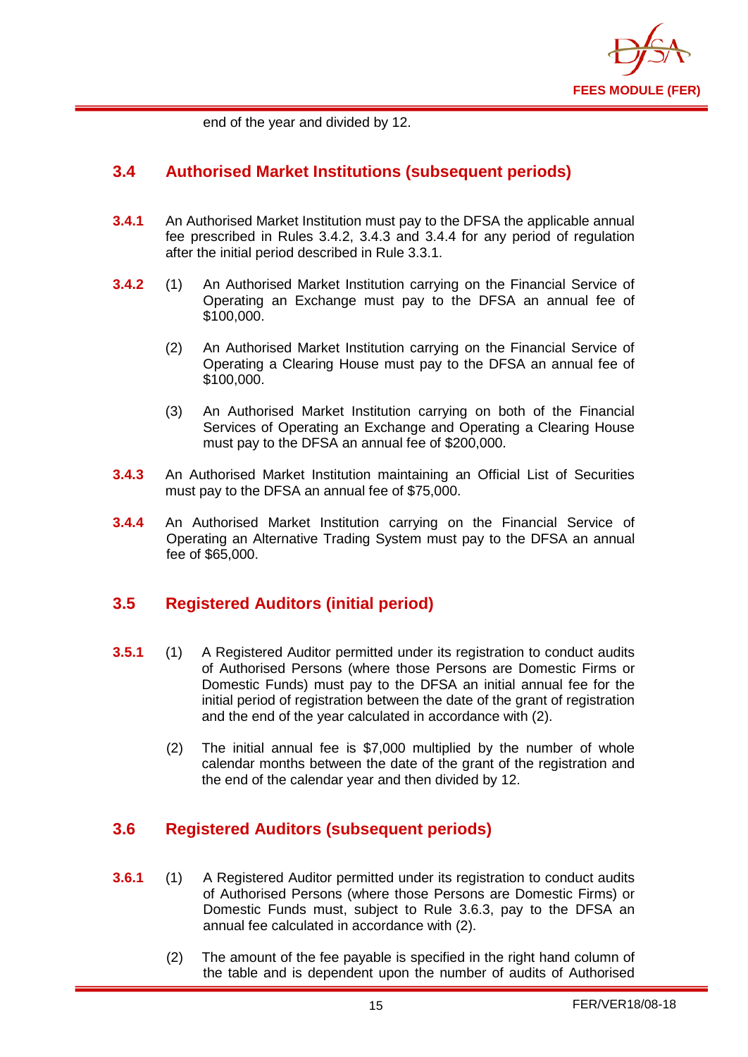end of the year and divided by 12.

## 3.4 Authorised Market Institutions (subsequent periods)

**3.4.1** An Authorised Market Institution must pay to the DFSA the applicable annual fee prescribed in Rules 3.4.2, 3.4.3 and 3.4.4 for any period of regulation after the initial period described in Rule 3.3.1.

**3.4.2** (1) An Authorised Market Institution carrying on the Financial Service of Operating an Exchange must pay to the DFSA an annual fee of $100,000.

(2) An Authorised Market Institution carrying on the Financial Service of Operating a Clearing House must pay to the DFSA an annual fee of $100,000.

(3) An Authorised Market Institution carrying on both of the Financial Services of Operating an Exchange and Operating a Clearing House must pay to the DFSA an annual fee of $200,000.

**3.4.3** An Authorised Market Institution maintaining an Official List of Securities must pay to the DFSA an annual fee of $75,000.

**3.4.4** An Authorised Market Institution carrying on the Financial Service of Operating an Alternative Trading System must pay to the DFSA an annual fee of $65,000.

## 3.5 Registered Auditors (initial period)

**3.5.1** (1) A Registered Auditor permitted under its registration to conduct audits of Authorised Persons (where those Persons are Domestic Firms or Domestic Funds) must pay to the DFSA an initial annual fee for the initial period of registration between the date of the grant of registration and the end of the year calculated in accordance with (2).

(2) The initial annual fee is $7,000 multiplied by the number of whole calendar months between the date of the grant of the registration and the end of the calendar year and then divided by 12.

## 3.6 Registered Auditors (subsequent periods)

**3.6.1** (1) A Registered Auditor permitted under its registration to conduct audits of Authorised Persons (where those Persons are Domestic Firms) or Domestic Funds must, subject to Rule 3.6.3, pay to the DFSA an annual fee calculated in accordance with (2).

(2) The amount of the fee payable is specified in the right hand column of the table and is dependent upon the number of audits of Authorised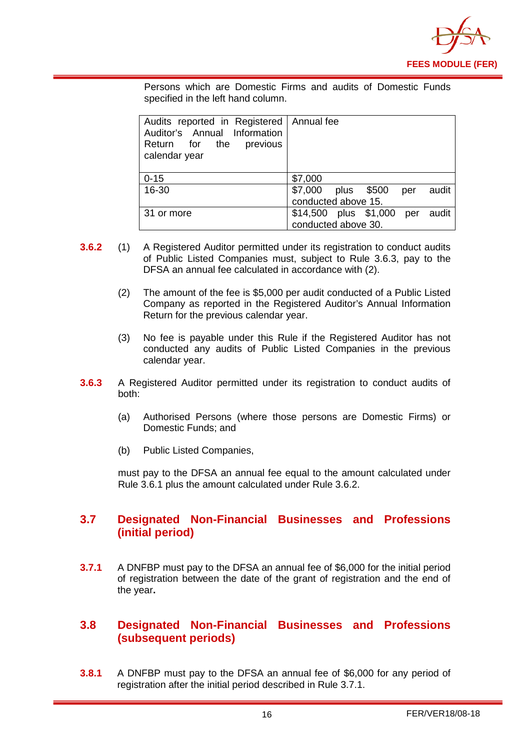Persons which are Domestic Firms and audits of Domestic Funds specified in the left hand column.

| Audits reported in Registered Auditor's Annual Information Return for the previous calendar year | Annual fee |
|---|---|
| 0-15 | $7,000 |
| 16-30 | $7,000 plus $500 per audit conducted above 15. |
| 31 or more | $14,500 plus $1,000 per audit conducted above 30. |

**3.6.2** (1) A Registered Auditor permitted under its registration to conduct audits of Public Listed Companies must, subject to Rule 3.6.3, pay to the DFSA an annual fee calculated in accordance with (2).

(2) The amount of the fee is $5,000 per audit conducted of a Public Listed Company as reported in the Registered Auditor's Annual Information Return for the previous calendar year.

(3) No fee is payable under this Rule if the Registered Auditor has not conducted any audits of Public Listed Companies in the previous calendar year.

**3.6.3** A Registered Auditor permitted under its registration to conduct audits of both:

(a) Authorised Persons (where those persons are Domestic Firms) or Domestic Funds; and

(b) Public Listed Companies,

must pay to the DFSA an annual fee equal to the amount calculated under Rule 3.6.1 plus the amount calculated under Rule 3.6.2.

## 3.7 Designated Non-Financial Businesses and Professions (initial period)

**3.7.1** A DNFBP must pay to the DFSA an annual fee of $6,000 for the initial period of registration between the date of the grant of registration and the end of the year**.**

## 3.8 Designated Non-Financial Businesses and Professions (subsequent periods)

**3.8.1** A DNFBP must pay to the DFSA an annual fee of $6,000 for any period of registration after the initial period described in Rule 3.7.1.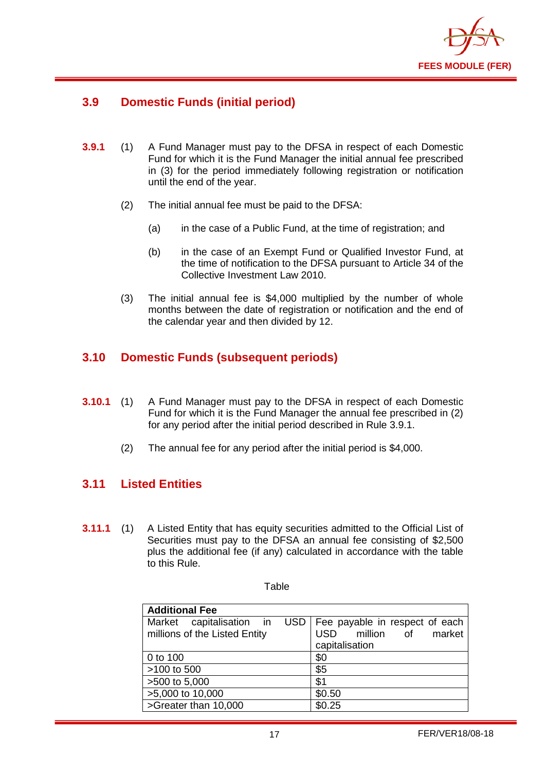## 3.9 Domestic Funds (initial period)

**3.9.1** (1) A Fund Manager must pay to the DFSA in respect of each Domestic Fund for which it is the Fund Manager the initial annual fee prescribed in (3) for the period immediately following registration or notification until the end of the year.

(2) The initial annual fee must be paid to the DFSA:

(a) in the case of a Public Fund, at the time of registration; and

(b) in the case of an Exempt Fund or Qualified Investor Fund, at the time of notification to the DFSA pursuant to Article 34 of the Collective Investment Law 2010.

(3) The initial annual fee is $4,000 multiplied by the number of whole months between the date of registration or notification and the end of the calendar year and then divided by 12.

## 3.10 Domestic Funds (subsequent periods)

**3.10.1** (1) A Fund Manager must pay to the DFSA in respect of each Domestic Fund for which it is the Fund Manager the annual fee prescribed in (2) for any period after the initial period described in Rule 3.9.1.

(2) The annual fee for any period after the initial period is $4,000.

## 3.11 Listed Entities

**3.11.1** (1) A Listed Entity that has equity securities admitted to the Official List of Securities must pay to the DFSA an annual fee consisting of $2,500 plus the additional fee (if any) calculated in accordance with the table to this Rule.

Table

| **Additional Fee** | |
|---|---|
| Market capitalisation in USD millions of the Listed Entity | Fee payable in respect of each USD million of market capitalisation |
| 0 to 100 | $0 |
| >100 to 500 | $5 |
| >500 to 5,000 | $1 |
| >5,000 to 10,000 | $0.50 |
| >Greater than 10,000 | $0.25 |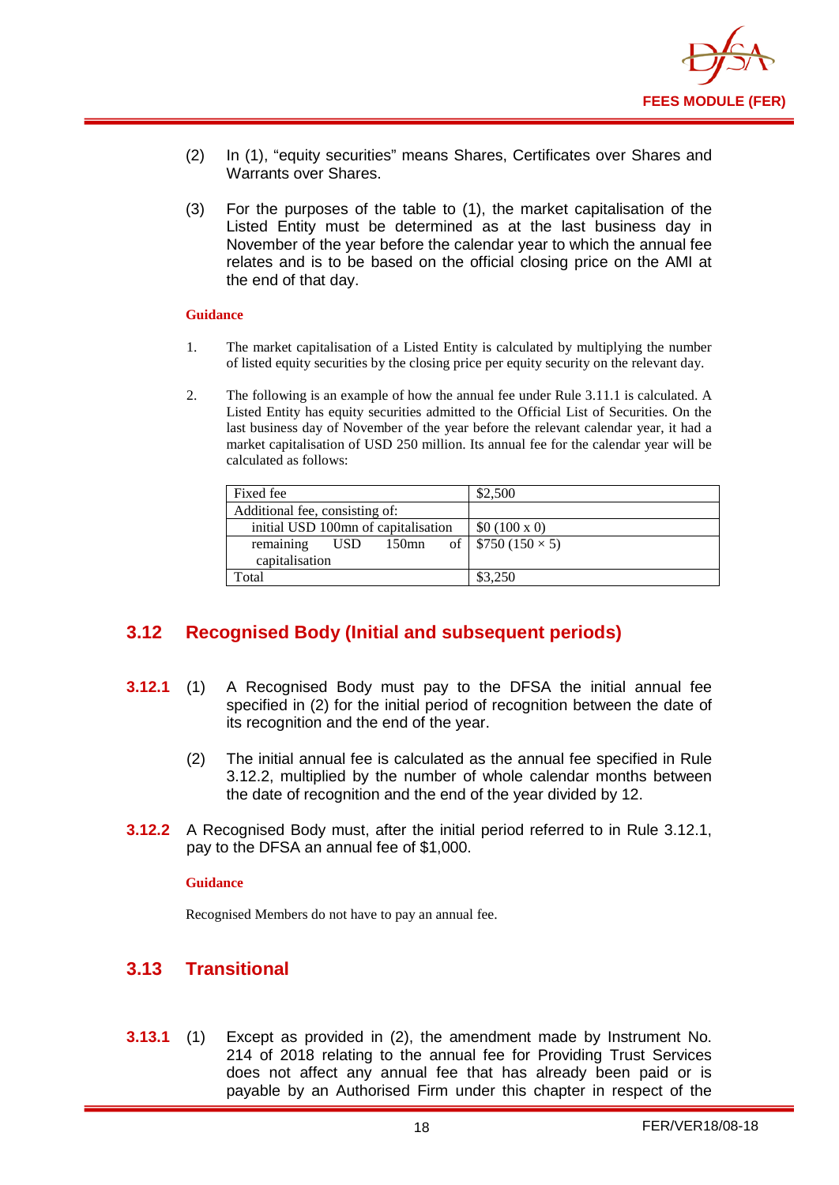(2) In (1), "equity securities" means Shares, Certificates over Shares and Warrants over Shares.

(3) For the purposes of the table to (1), the market capitalisation of the Listed Entity must be determined as at the last business day in November of the year before the calendar year to which the annual fee relates and is to be based on the official closing price on the AMI at the end of that day.

**Guidance**

1. The market capitalisation of a Listed Entity is calculated by multiplying the number of listed equity securities by the closing price per equity security on the relevant day.

2. The following is an example of how the annual fee under Rule 3.11.1 is calculated. A Listed Entity has equity securities admitted to the Official List of Securities. On the last business day of November of the year before the relevant calendar year, it had a market capitalisation of USD 250 million. Its annual fee for the calendar year will be calculated as follows:

| Fixed fee | $2,500 |
|---|---|
| Additional fee, consisting of: | |
| initial USD 100mn of capitalisation | $0 (100 x 0) |
| remaining USD 150mn of capitalisation | $750 (150 × 5) |
| Total | $3,250 |

## 3.12 Recognised Body (Initial and subsequent periods)

**3.12.1** (1) A Recognised Body must pay to the DFSA the initial annual fee specified in (2) for the initial period of recognition between the date of its recognition and the end of the year.

(2) The initial annual fee is calculated as the annual fee specified in Rule 3.12.2, multiplied by the number of whole calendar months between the date of recognition and the end of the year divided by 12.

**3.12.2** A Recognised Body must, after the initial period referred to in Rule 3.12.1, pay to the DFSA an annual fee of $1,000.

**Guidance**

Recognised Members do not have to pay an annual fee.

## 3.13 Transitional

**3.13.1** (1) Except as provided in (2), the amendment made by Instrument No. 214 of 2018 relating to the annual fee for Providing Trust Services does not affect any annual fee that has already been paid or is payable by an Authorised Firm under this chapter in respect of the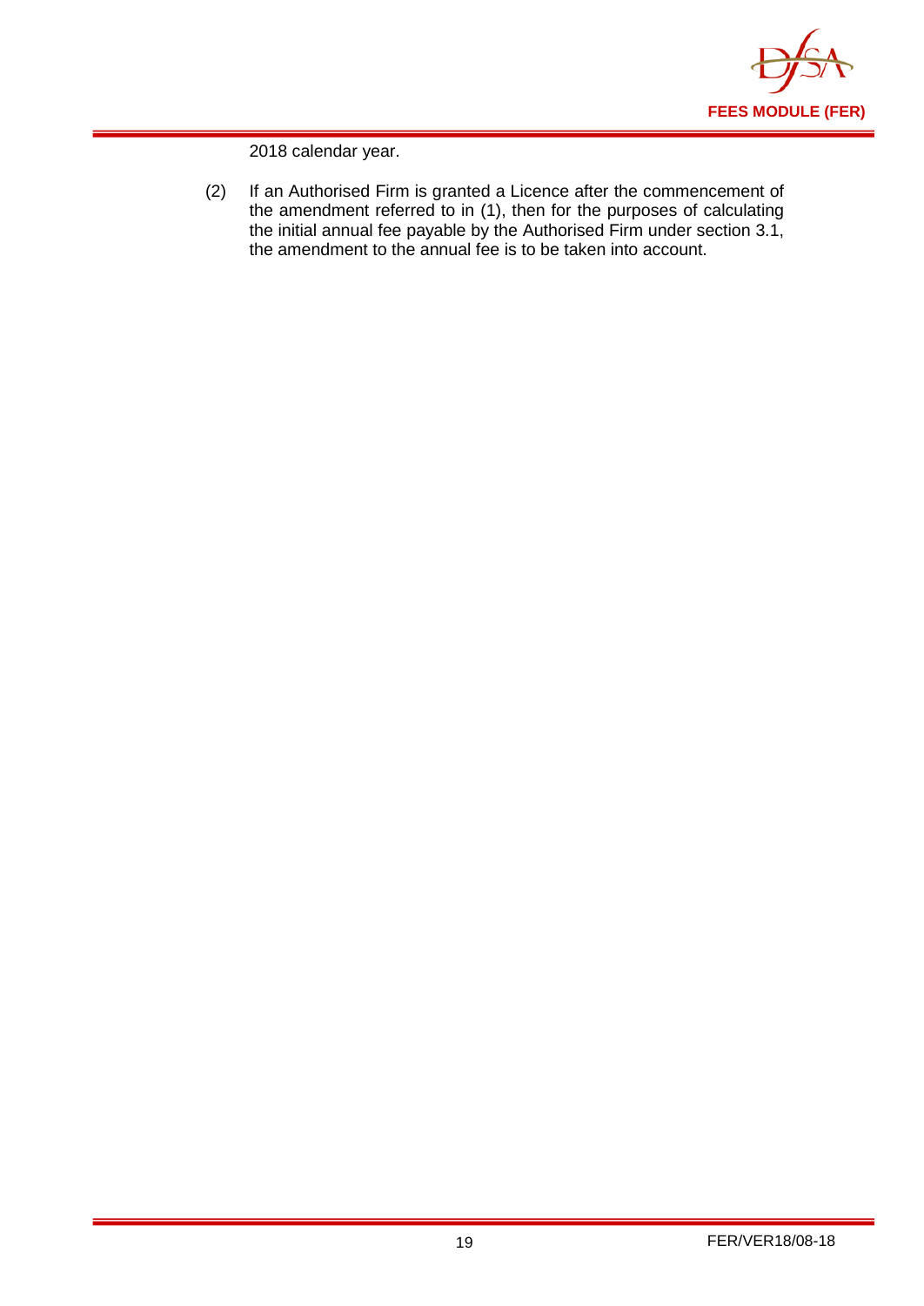2018 calendar year.

(2) If an Authorised Firm is granted a Licence after the commencement of the amendment referred to in (1), then for the purposes of calculating the initial annual fee payable by the Authorised Firm under section 3.1, the amendment to the annual fee is to be taken into account.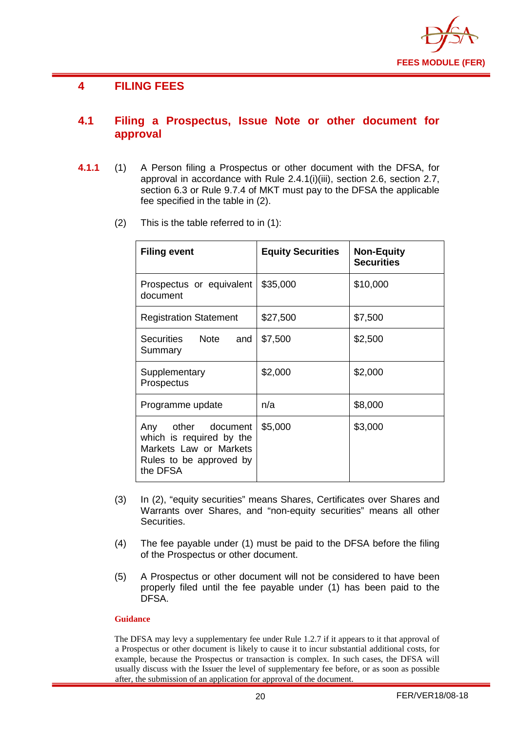## 4 FILING FEES

### 4.1 Filing a Prospectus, Issue Note or other document for approval

**4.1.1** (1) A Person filing a Prospectus or other document with the DFSA, for approval in accordance with Rule 2.4.1(i)(iii), section 2.6, section 2.7, section 6.3 or Rule 9.7.4 of MKT must pay to the DFSA the applicable fee specified in the table in (2).

(2) This is the table referred to in (1):

| Filing event | Equity Securities | Non-Equity Securities |
|---|---|---|
| Prospectus or equivalent document | $35,000 | $10,000 |
| Registration Statement | $27,500 | $7,500 |
| Securities Note and Summary | $7,500 | $2,500 |
| Supplementary Prospectus | $2,000 | $2,000 |
| Programme update | n/a | $8,000 |
| Any other document which is required by the Markets Law or Markets Rules to be approved by the DFSA | $5,000 | $3,000 |

(3) In (2), "equity securities" means Shares, Certificates over Shares and Warrants over Shares, and "non-equity securities" means all other Securities.

(4) The fee payable under (1) must be paid to the DFSA before the filing of the Prospectus or other document.

(5) A Prospectus or other document will not be considered to have been properly filed until the fee payable under (1) has been paid to the DFSA.

**Guidance**

The DFSA may levy a supplementary fee under Rule 1.2.7 if it appears to it that approval of a Prospectus or other document is likely to cause it to incur substantial additional costs, for example, because the Prospectus or transaction is complex. In such cases, the DFSA will usually discuss with the Issuer the level of supplementary fee before, or as soon as possible after, the submission of an application for approval of the document.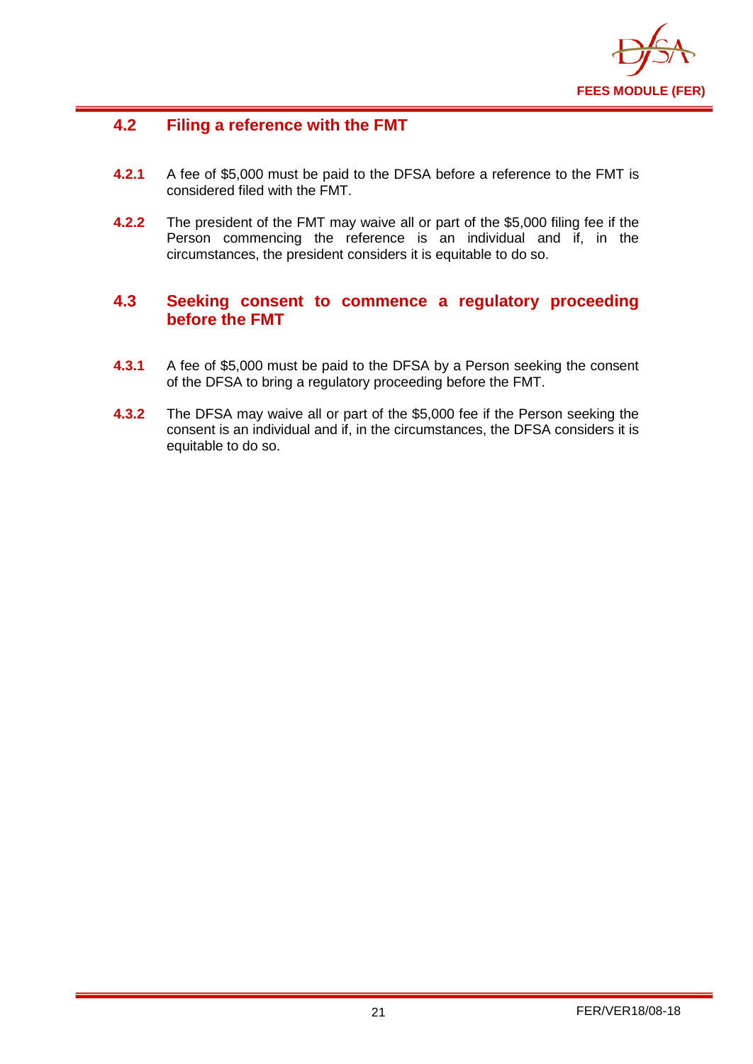## 4.2 Filing a reference with the FMT

**4.2.1** A fee of $5,000 must be paid to the DFSA before a reference to the FMT is considered filed with the FMT.

**4.2.2** The president of the FMT may waive all or part of the $5,000 filing fee if the Person commencing the reference is an individual and if, in the circumstances, the president considers it is equitable to do so.

## 4.3 Seeking consent to commence a regulatory proceeding before the FMT

**4.3.1** A fee of $5,000 must be paid to the DFSA by a Person seeking the consent of the DFSA to bring a regulatory proceeding before the FMT.

**4.3.2** The DFSA may waive all or part of the $5,000 fee if the Person seeking the consent is an individual and if, in the circumstances, the DFSA considers it is equitable to do so.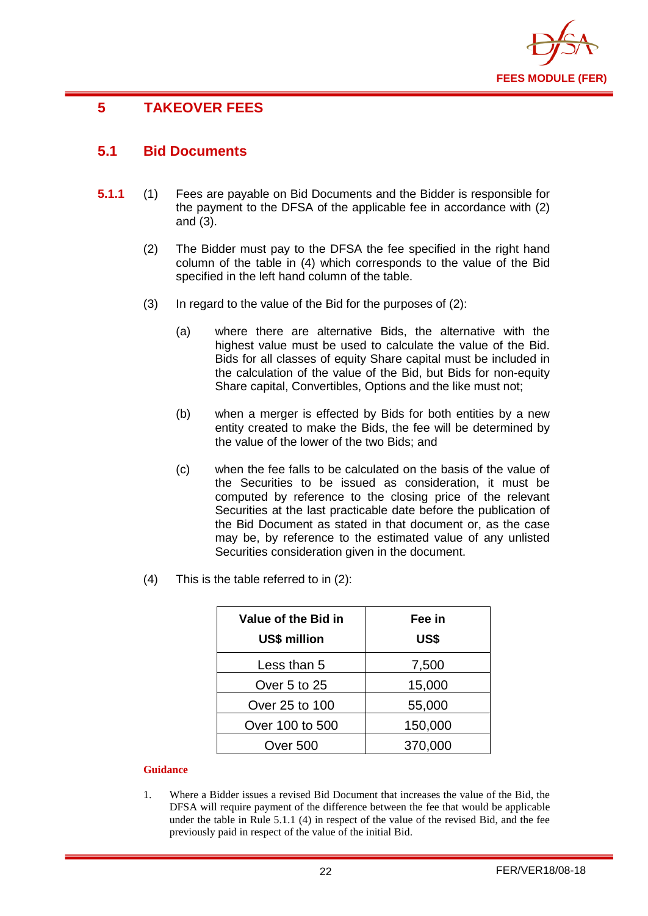# 5 TAKEOVER FEES

## 5.1 Bid Documents

**5.1.1** (1) Fees are payable on Bid Documents and the Bidder is responsible for the payment to the DFSA of the applicable fee in accordance with (2) and (3).

(2) The Bidder must pay to the DFSA the fee specified in the right hand column of the table in (4) which corresponds to the value of the Bid specified in the left hand column of the table.

(3) In regard to the value of the Bid for the purposes of (2):

(a) where there are alternative Bids, the alternative with the highest value must be used to calculate the value of the Bid. Bids for all classes of equity Share capital must be included in the calculation of the value of the Bid, but Bids for non-equity Share capital, Convertibles, Options and the like must not;

(b) when a merger is effected by Bids for both entities by a new entity created to make the Bids, the fee will be determined by the value of the lower of the two Bids; and

(c) when the fee falls to be calculated on the basis of the value of the Securities to be issued as consideration, it must be computed by reference to the closing price of the relevant Securities at the last practicable date before the publication of the Bid Document as stated in that document or, as the case may be, by reference to the estimated value of any unlisted Securities consideration given in the document.

(4) This is the table referred to in (2):

| Value of the Bid in US$ million | Fee in US$ |
|---|---|
| Less than 5 | 7,500 |
| Over 5 to 25 | 15,000 |
| Over 25 to 100 | 55,000 |
| Over 100 to 500 | 150,000 |
| Over 500 | 370,000 |

**Guidance**

1. Where a Bidder issues a revised Bid Document that increases the value of the Bid, the DFSA will require payment of the difference between the fee that would be applicable under the table in Rule 5.1.1 (4) in respect of the value of the revised Bid, and the fee previously paid in respect of the value of the initial Bid.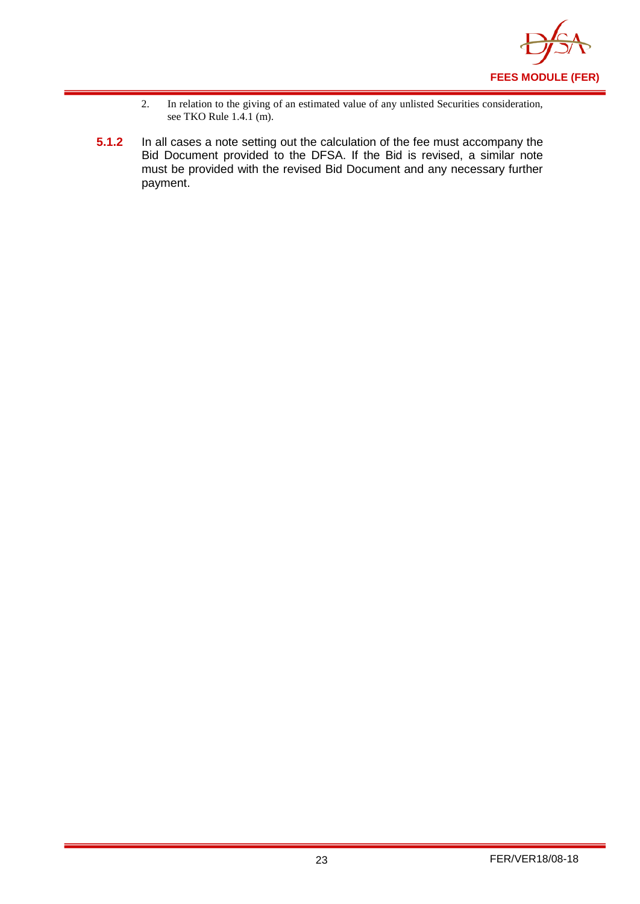2. In relation to the giving of an estimated value of any unlisted Securities consideration, see TKO Rule 1.4.1 (m).

**5.1.2** In all cases a note setting out the calculation of the fee must accompany the Bid Document provided to the DFSA. If the Bid is revised, a similar note must be provided with the revised Bid Document and any necessary further payment.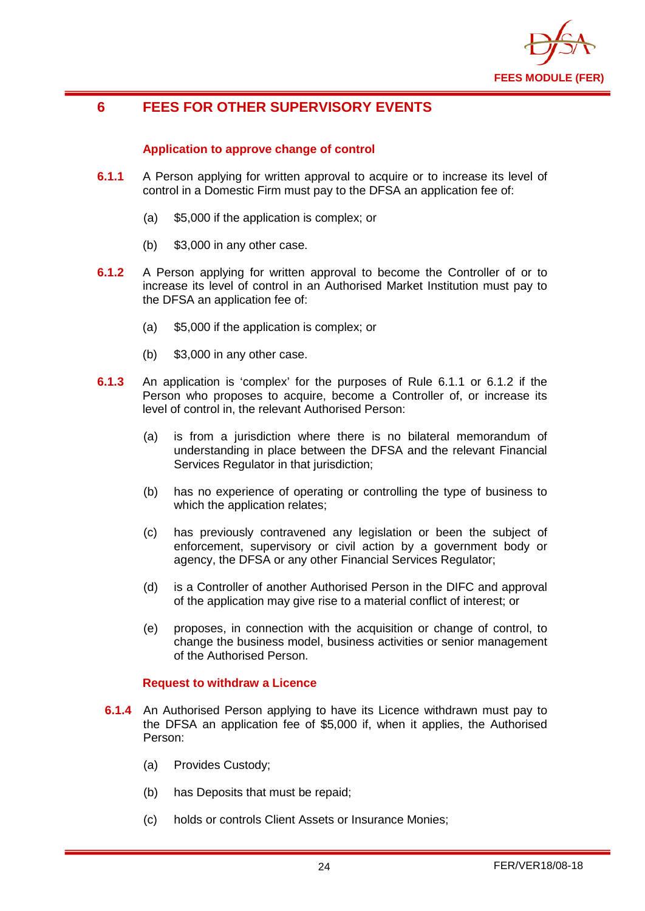# 6 FEES FOR OTHER SUPERVISORY EVENTS

### Application to approve change of control

**6.1.1** A Person applying for written approval to acquire or to increase its level of control in a Domestic Firm must pay to the DFSA an application fee of:

(a) $5,000 if the application is complex; or

(b) $3,000 in any other case.

**6.1.2** A Person applying for written approval to become the Controller of or to increase its level of control in an Authorised Market Institution must pay to the DFSA an application fee of:

(a) $5,000 if the application is complex; or

(b) $3,000 in any other case.

**6.1.3** An application is 'complex' for the purposes of Rule 6.1.1 or 6.1.2 if the Person who proposes to acquire, become a Controller of, or increase its level of control in, the relevant Authorised Person:

(a) is from a jurisdiction where there is no bilateral memorandum of understanding in place between the DFSA and the relevant Financial Services Regulator in that jurisdiction;

(b) has no experience of operating or controlling the type of business to which the application relates;

(c) has previously contravened any legislation or been the subject of enforcement, supervisory or civil action by a government body or agency, the DFSA or any other Financial Services Regulator;

(d) is a Controller of another Authorised Person in the DIFC and approval of the application may give rise to a material conflict of interest; or

(e) proposes, in connection with the acquisition or change of control, to change the business model, business activities or senior management of the Authorised Person.

### Request to withdraw a Licence

**6.1.4** An Authorised Person applying to have its Licence withdrawn must pay to the DFSA an application fee of $5,000 if, when it applies, the Authorised Person:

(a) Provides Custody;

(b) has Deposits that must be repaid;

(c) holds or controls Client Assets or Insurance Monies;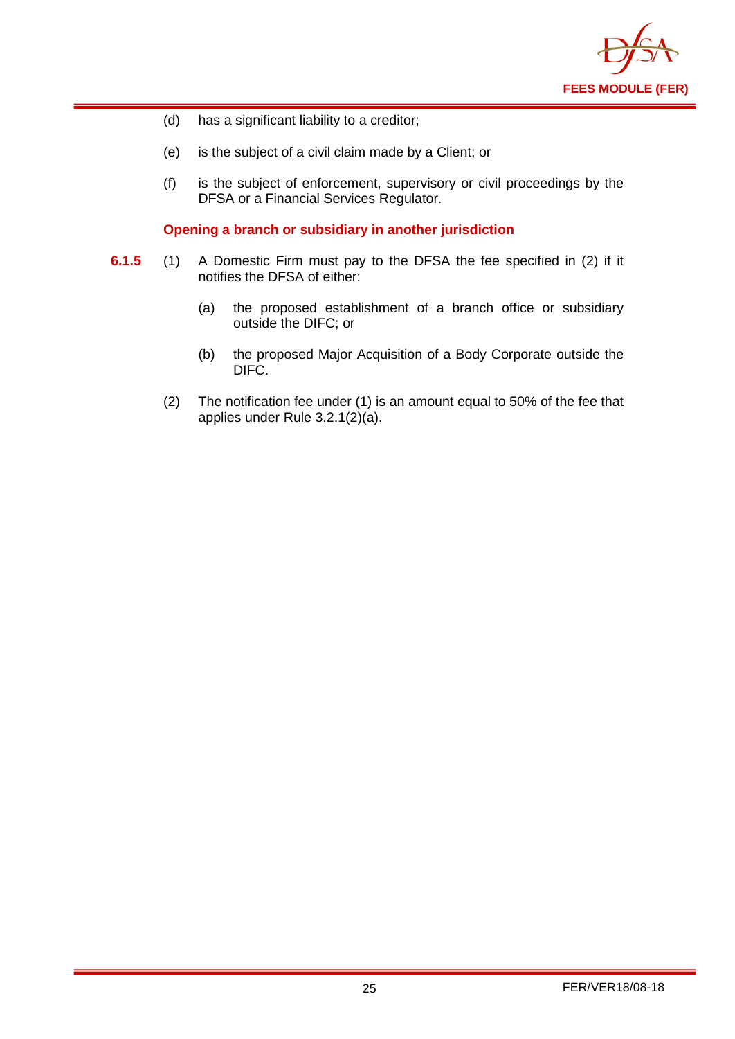(d) has a significant liability to a creditor;

(e) is the subject of a civil claim made by a Client; or

(f) is the subject of enforcement, supervisory or civil proceedings by the DFSA or a Financial Services Regulator.

### Opening a branch or subsidiary in another jurisdiction

**6.1.5** (1) A Domestic Firm must pay to the DFSA the fee specified in (2) if it notifies the DFSA of either:

(a) the proposed establishment of a branch office or subsidiary outside the DIFC; or

(b) the proposed Major Acquisition of a Body Corporate outside the DIFC.

(2) The notification fee under (1) is an amount equal to 50% of the fee that applies under Rule 3.2.1(2)(a).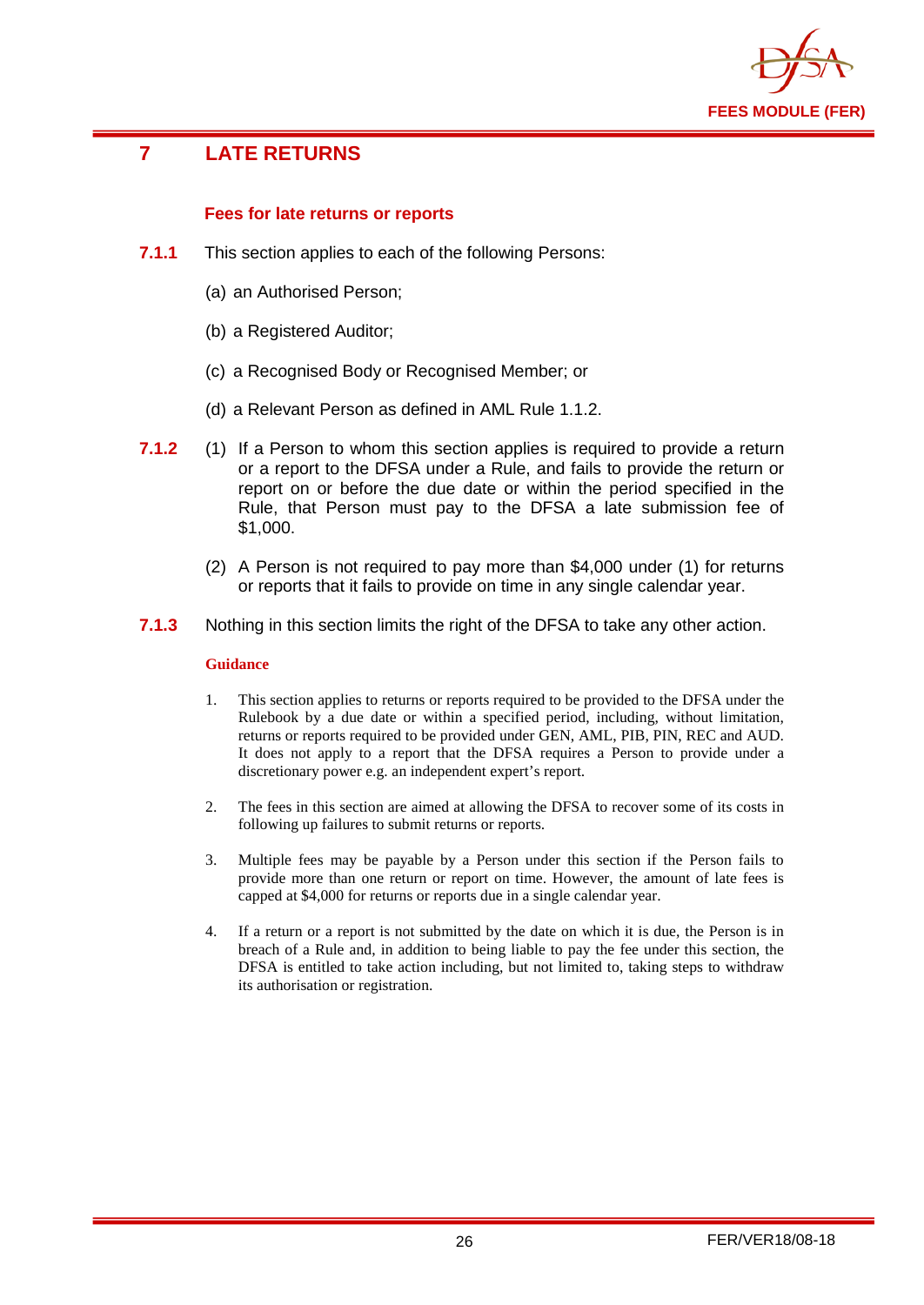# 7 LATE RETURNS

### Fees for late returns or reports

**7.1.1** This section applies to each of the following Persons:

(a) an Authorised Person;

(b) a Registered Auditor;

(c) a Recognised Body or Recognised Member; or

(d) a Relevant Person as defined in AML Rule 1.1.2.

**7.1.2** (1) If a Person to whom this section applies is required to provide a return or a report to the DFSA under a Rule, and fails to provide the return or report on or before the due date or within the period specified in the Rule, that Person must pay to the DFSA a late submission fee of $1,000.

(2) A Person is not required to pay more than $4,000 under (1) for returns or reports that it fails to provide on time in any single calendar year.

**7.1.3** Nothing in this section limits the right of the DFSA to take any other action.

**Guidance**

1. This section applies to returns or reports required to be provided to the DFSA under the Rulebook by a due date or within a specified period, including, without limitation, returns or reports required to be provided under GEN, AML, PIB, PIN, REC and AUD. It does not apply to a report that the DFSA requires a Person to provide under a discretionary power e.g. an independent expert's report.

2. The fees in this section are aimed at allowing the DFSA to recover some of its costs in following up failures to submit returns or reports.

3. Multiple fees may be payable by a Person under this section if the Person fails to provide more than one return or report on time. However, the amount of late fees is capped at $4,000 for returns or reports due in a single calendar year.

4. If a return or a report is not submitted by the date on which it is due, the Person is in breach of a Rule and, in addition to being liable to pay the fee under this section, the DFSA is entitled to take action including, but not limited to, taking steps to withdraw its authorisation or registration.